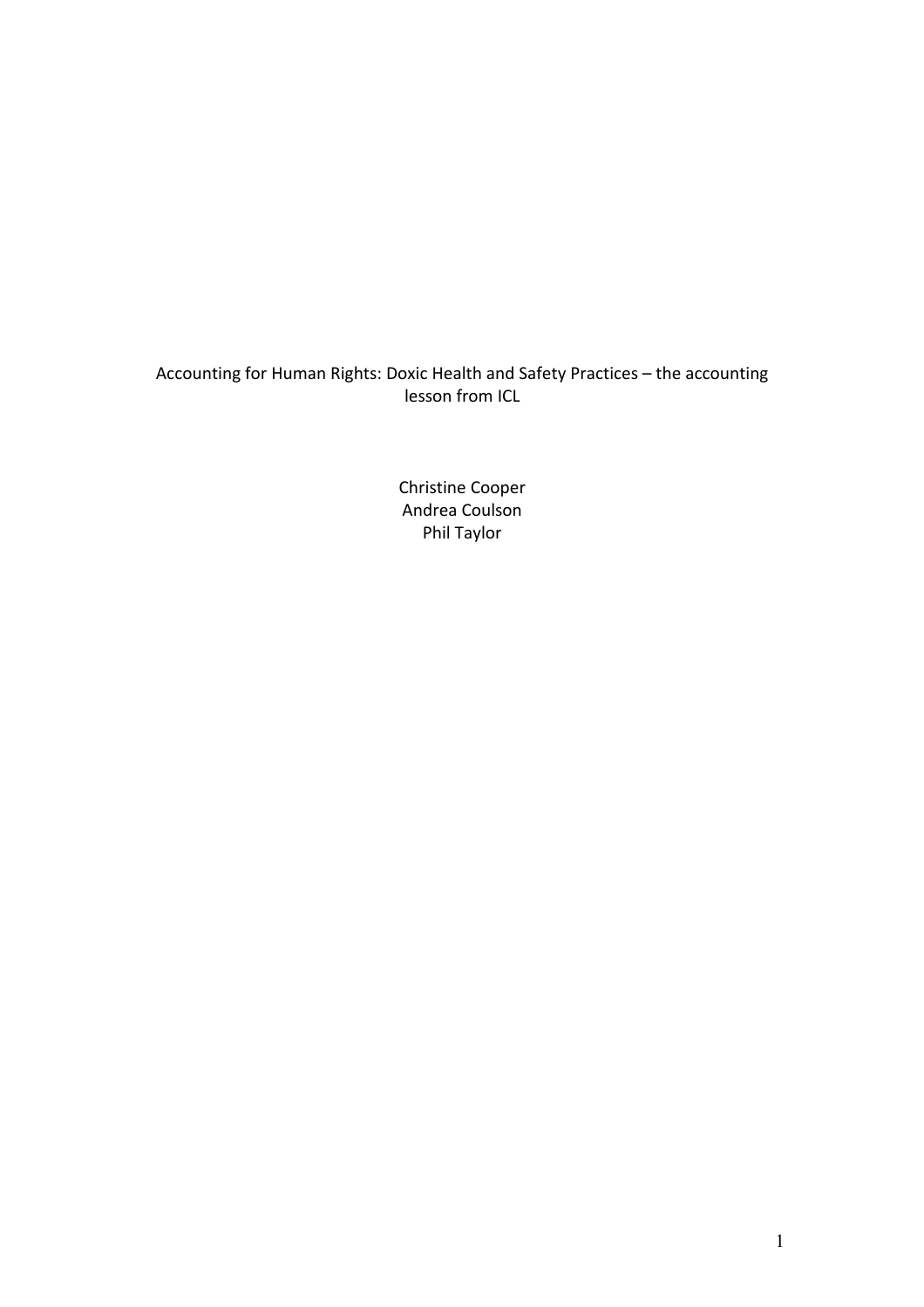# Accounting for Human Rights: Doxic Health and Safety Practices – the accounting lesson from ICL

Christine Cooper
Andrea Coulson
Phil Taylor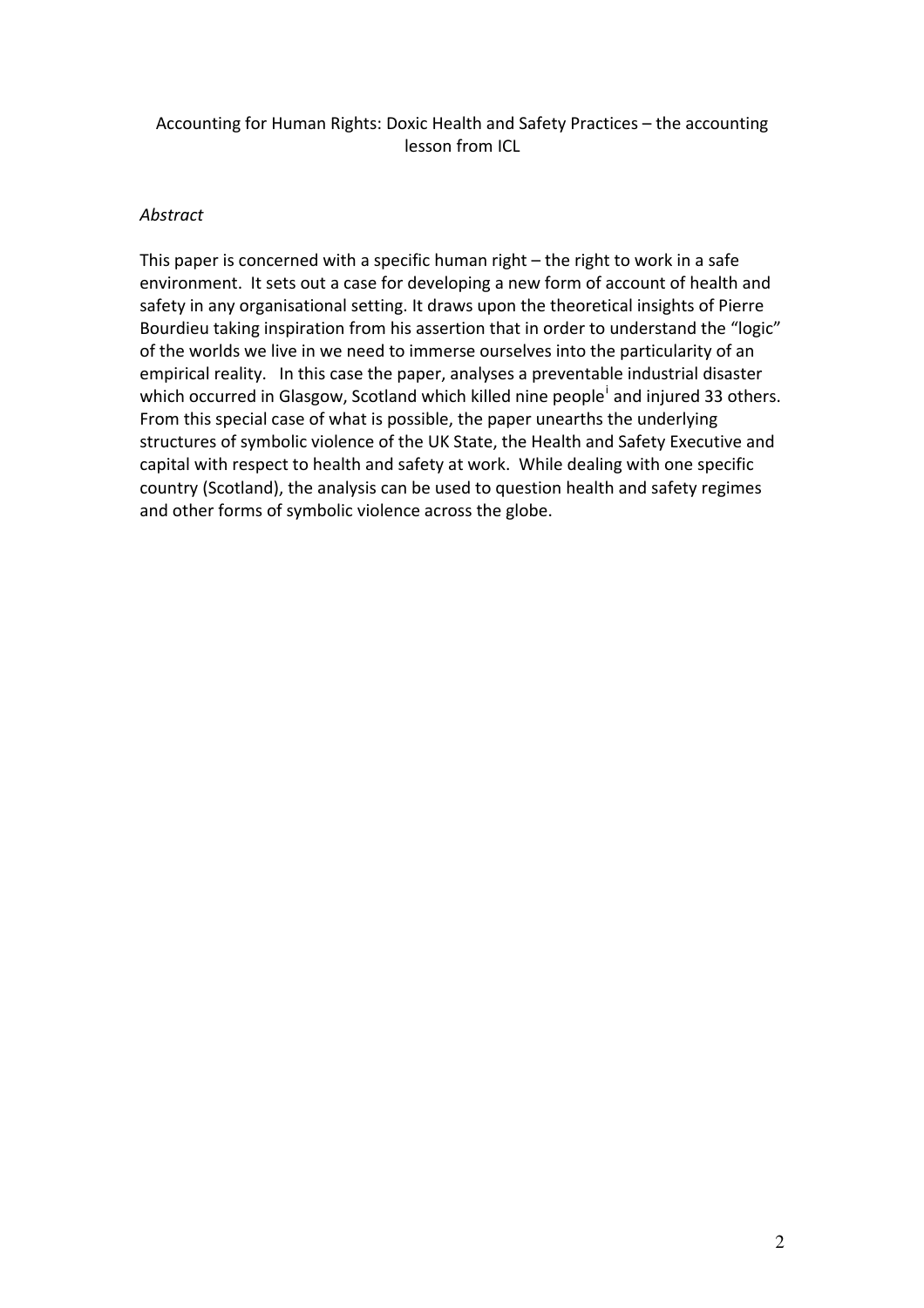Accounting for Human Rights: Doxic Health and Safety Practices – the accounting lesson from ICL

*Abstract*

This paper is concerned with a specific human right – the right to work in a safe environment. It sets out a case for developing a new form of account of health and safety in any organisational setting. It draws upon the theoretical insights of Pierre Bourdieu taking inspiration from his assertion that in order to understand the "logic" of the worlds we live in we need to immerse ourselves into the particularity of an empirical reality. In this case the paper, analyses a preventable industrial disaster which occurred in Glasgow, Scotland which killed nine people[i] and injured 33 others. From this special case of what is possible, the paper unearths the underlying structures of symbolic violence of the UK State, the Health and Safety Executive and capital with respect to health and safety at work. While dealing with one specific country (Scotland), the analysis can be used to question health and safety regimes and other forms of symbolic violence across the globe.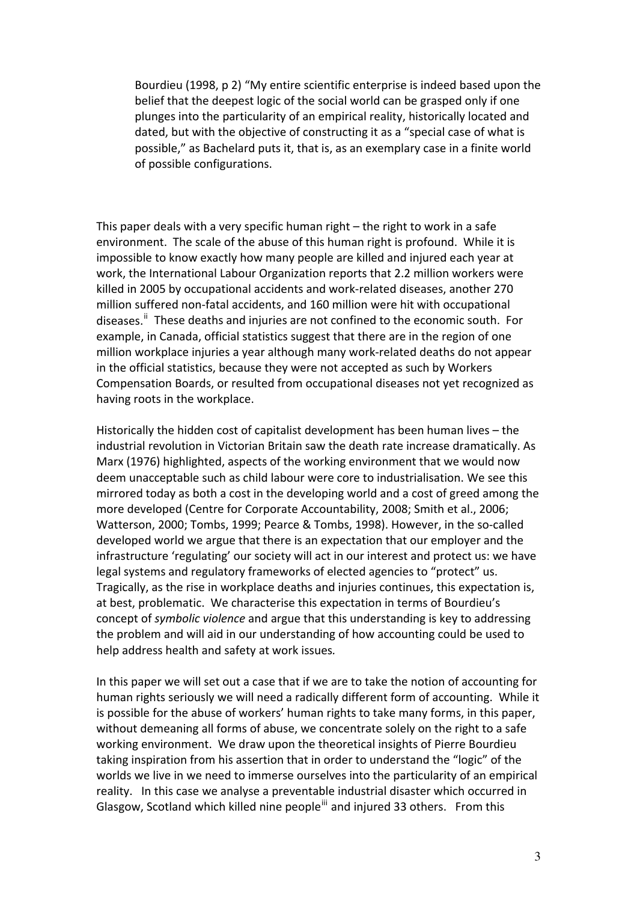> Bourdieu (1998, p 2) "My entire scientific enterprise is indeed based upon the belief that the deepest logic of the social world can be grasped only if one plunges into the particularity of an empirical reality, historically located and dated, but with the objective of constructing it as a "special case of what is possible," as Bachelard puts it, that is, as an exemplary case in a finite world of possible configurations.

This paper deals with a very specific human right – the right to work in a safe environment. The scale of the abuse of this human right is profound. While it is impossible to know exactly how many people are killed and injured each year at work, the International Labour Organization reports that 2.2 million workers were killed in 2005 by occupational accidents and work-related diseases, another 270 million suffered non-fatal accidents, and 160 million were hit with occupational diseases.[ii] These deaths and injuries are not confined to the economic south. For example, in Canada, official statistics suggest that there are in the region of one million workplace injuries a year although many work-related deaths do not appear in the official statistics, because they were not accepted as such by Workers Compensation Boards, or resulted from occupational diseases not yet recognized as having roots in the workplace.

Historically the hidden cost of capitalist development has been human lives – the industrial revolution in Victorian Britain saw the death rate increase dramatically. As Marx (1976) highlighted, aspects of the working environment that we would now deem unacceptable such as child labour were core to industrialisation. We see this mirrored today as both a cost in the developing world and a cost of greed among the more developed (Centre for Corporate Accountability, 2008; Smith et al., 2006; Watterson, 2000; Tombs, 1999; Pearce & Tombs, 1998). However, in the so-called developed world we argue that there is an expectation that our employer and the infrastructure 'regulating' our society will act in our interest and protect us: we have legal systems and regulatory frameworks of elected agencies to "protect" us. Tragically, as the rise in workplace deaths and injuries continues, this expectation is, at best, problematic. We characterise this expectation in terms of Bourdieu's concept of *symbolic violence* and argue that this understanding is key to addressing the problem and will aid in our understanding of how accounting could be used to help address health and safety at work issues.

In this paper we will set out a case that if we are to take the notion of accounting for human rights seriously we will need a radically different form of accounting. While it is possible for the abuse of workers' human rights to take many forms, in this paper, without demeaning all forms of abuse, we concentrate solely on the right to a safe working environment. We draw upon the theoretical insights of Pierre Bourdieu taking inspiration from his assertion that in order to understand the "logic" of the worlds we live in we need to immerse ourselves into the particularity of an empirical reality. In this case we analyse a preventable industrial disaster which occurred in Glasgow, Scotland which killed nine people[iii] and injured 33 others. From this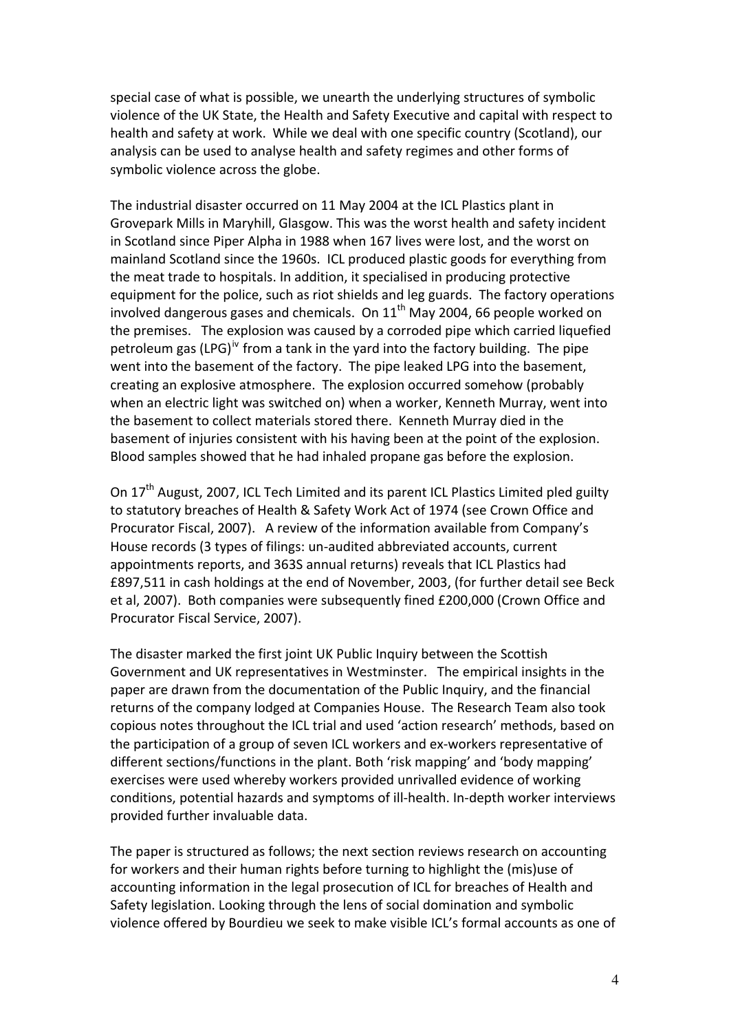special case of what is possible, we unearth the underlying structures of symbolic violence of the UK State, the Health and Safety Executive and capital with respect to health and safety at work. While we deal with one specific country (Scotland), our analysis can be used to analyse health and safety regimes and other forms of symbolic violence across the globe.

The industrial disaster occurred on 11 May 2004 at the ICL Plastics plant in Grovepark Mills in Maryhill, Glasgow. This was the worst health and safety incident in Scotland since Piper Alpha in 1988 when 167 lives were lost, and the worst on mainland Scotland since the 1960s. ICL produced plastic goods for everything from the meat trade to hospitals. In addition, it specialised in producing protective equipment for the police, such as riot shields and leg guards. The factory operations involved dangerous gases and chemicals. On 11th May 2004, 66 people worked on the premises. The explosion was caused by a corroded pipe which carried liquefied petroleum gas (LPG)[iv] from a tank in the yard into the factory building. The pipe went into the basement of the factory. The pipe leaked LPG into the basement, creating an explosive atmosphere. The explosion occurred somehow (probably when an electric light was switched on) when a worker, Kenneth Murray, went into the basement to collect materials stored there. Kenneth Murray died in the basement of injuries consistent with his having been at the point of the explosion. Blood samples showed that he had inhaled propane gas before the explosion.

On 17th August, 2007, ICL Tech Limited and its parent ICL Plastics Limited pled guilty to statutory breaches of Health & Safety Work Act of 1974 (see Crown Office and Procurator Fiscal, 2007). A review of the information available from Company's House records (3 types of filings: un-audited abbreviated accounts, current appointments reports, and 363S annual returns) reveals that ICL Plastics had £897,511 in cash holdings at the end of November, 2003, (for further detail see Beck et al, 2007). Both companies were subsequently fined £200,000 (Crown Office and Procurator Fiscal Service, 2007).

The disaster marked the first joint UK Public Inquiry between the Scottish Government and UK representatives in Westminster. The empirical insights in the paper are drawn from the documentation of the Public Inquiry, and the financial returns of the company lodged at Companies House. The Research Team also took copious notes throughout the ICL trial and used 'action research' methods, based on the participation of a group of seven ICL workers and ex-workers representative of different sections/functions in the plant. Both 'risk mapping' and 'body mapping' exercises were used whereby workers provided unrivalled evidence of working conditions, potential hazards and symptoms of ill-health. In-depth worker interviews provided further invaluable data.

The paper is structured as follows; the next section reviews research on accounting for workers and their human rights before turning to highlight the (mis)use of accounting information in the legal prosecution of ICL for breaches of Health and Safety legislation. Looking through the lens of social domination and symbolic violence offered by Bourdieu we seek to make visible ICL's formal accounts as one of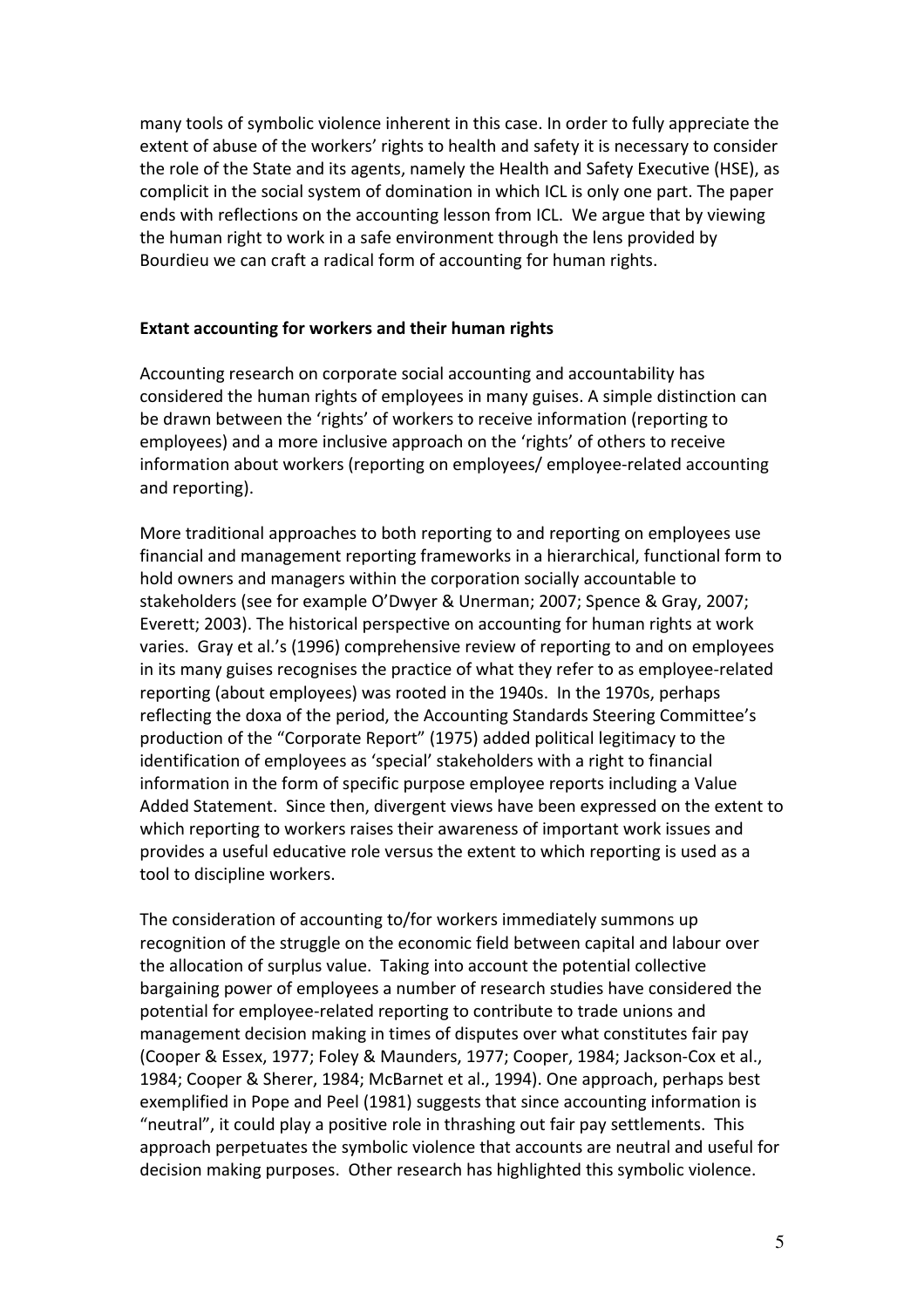many tools of symbolic violence inherent in this case. In order to fully appreciate the extent of abuse of the workers' rights to health and safety it is necessary to consider the role of the State and its agents, namely the Health and Safety Executive (HSE), as complicit in the social system of domination in which ICL is only one part. The paper ends with reflections on the accounting lesson from ICL. We argue that by viewing the human right to work in a safe environment through the lens provided by Bourdieu we can craft a radical form of accounting for human rights.

**Extant accounting for workers and their human rights**

Accounting research on corporate social accounting and accountability has considered the human rights of employees in many guises. A simple distinction can be drawn between the 'rights' of workers to receive information (reporting to employees) and a more inclusive approach on the 'rights' of others to receive information about workers (reporting on employees/ employee-related accounting and reporting).

More traditional approaches to both reporting to and reporting on employees use financial and management reporting frameworks in a hierarchical, functional form to hold owners and managers within the corporation socially accountable to stakeholders (see for example O'Dwyer & Unerman; 2007; Spence & Gray, 2007; Everett; 2003). The historical perspective on accounting for human rights at work varies. Gray et al.'s (1996) comprehensive review of reporting to and on employees in its many guises recognises the practice of what they refer to as employee-related reporting (about employees) was rooted in the 1940s. In the 1970s, perhaps reflecting the doxa of the period, the Accounting Standards Steering Committee's production of the "Corporate Report" (1975) added political legitimacy to the identification of employees as 'special' stakeholders with a right to financial information in the form of specific purpose employee reports including a Value Added Statement. Since then, divergent views have been expressed on the extent to which reporting to workers raises their awareness of important work issues and provides a useful educative role versus the extent to which reporting is used as a tool to discipline workers.

The consideration of accounting to/for workers immediately summons up recognition of the struggle on the economic field between capital and labour over the allocation of surplus value. Taking into account the potential collective bargaining power of employees a number of research studies have considered the potential for employee-related reporting to contribute to trade unions and management decision making in times of disputes over what constitutes fair pay (Cooper & Essex, 1977; Foley & Maunders, 1977; Cooper, 1984; Jackson-Cox et al., 1984; Cooper & Sherer, 1984; McBarnet et al., 1994). One approach, perhaps best exemplified in Pope and Peel (1981) suggests that since accounting information is "neutral", it could play a positive role in thrashing out fair pay settlements. This approach perpetuates the symbolic violence that accounts are neutral and useful for decision making purposes. Other research has highlighted this symbolic violence.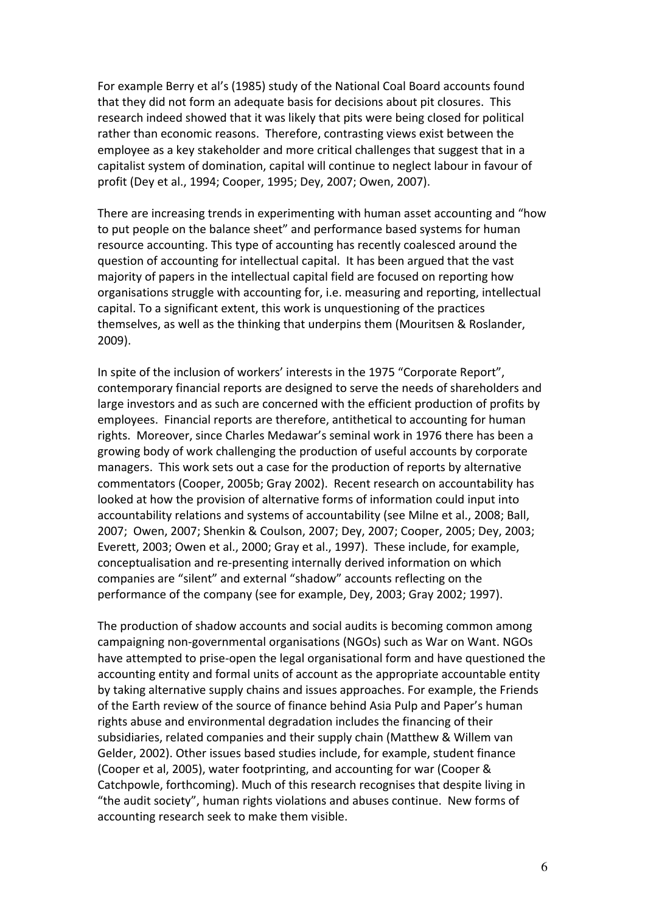For example Berry et al's (1985) study of the National Coal Board accounts found that they did not form an adequate basis for decisions about pit closures. This research indeed showed that it was likely that pits were being closed for political rather than economic reasons. Therefore, contrasting views exist between the employee as a key stakeholder and more critical challenges that suggest that in a capitalist system of domination, capital will continue to neglect labour in favour of profit (Dey et al., 1994; Cooper, 1995; Dey, 2007; Owen, 2007).

There are increasing trends in experimenting with human asset accounting and "how to put people on the balance sheet" and performance based systems for human resource accounting. This type of accounting has recently coalesced around the question of accounting for intellectual capital. It has been argued that the vast majority of papers in the intellectual capital field are focused on reporting how organisations struggle with accounting for, i.e. measuring and reporting, intellectual capital. To a significant extent, this work is unquestioning of the practices themselves, as well as the thinking that underpins them (Mouritsen & Roslander, 2009).

In spite of the inclusion of workers' interests in the 1975 "Corporate Report", contemporary financial reports are designed to serve the needs of shareholders and large investors and as such are concerned with the efficient production of profits by employees. Financial reports are therefore, antithetical to accounting for human rights. Moreover, since Charles Medawar's seminal work in 1976 there has been a growing body of work challenging the production of useful accounts by corporate managers. This work sets out a case for the production of reports by alternative commentators (Cooper, 2005b; Gray 2002). Recent research on accountability has looked at how the provision of alternative forms of information could input into accountability relations and systems of accountability (see Milne et al., 2008; Ball, 2007; Owen, 2007; Shenkin & Coulson, 2007; Dey, 2007; Cooper, 2005; Dey, 2003; Everett, 2003; Owen et al., 2000; Gray et al., 1997). These include, for example, conceptualisation and re-presenting internally derived information on which companies are "silent" and external "shadow" accounts reflecting on the performance of the company (see for example, Dey, 2003; Gray 2002; 1997).

The production of shadow accounts and social audits is becoming common among campaigning non-governmental organisations (NGOs) such as War on Want. NGOs have attempted to prise-open the legal organisational form and have questioned the accounting entity and formal units of account as the appropriate accountable entity by taking alternative supply chains and issues approaches. For example, the Friends of the Earth review of the source of finance behind Asia Pulp and Paper's human rights abuse and environmental degradation includes the financing of their subsidiaries, related companies and their supply chain (Matthew & Willem van Gelder, 2002). Other issues based studies include, for example, student finance (Cooper et al, 2005), water footprinting, and accounting for war (Cooper & Catchpowle, forthcoming). Much of this research recognises that despite living in "the audit society", human rights violations and abuses continue. New forms of accounting research seek to make them visible.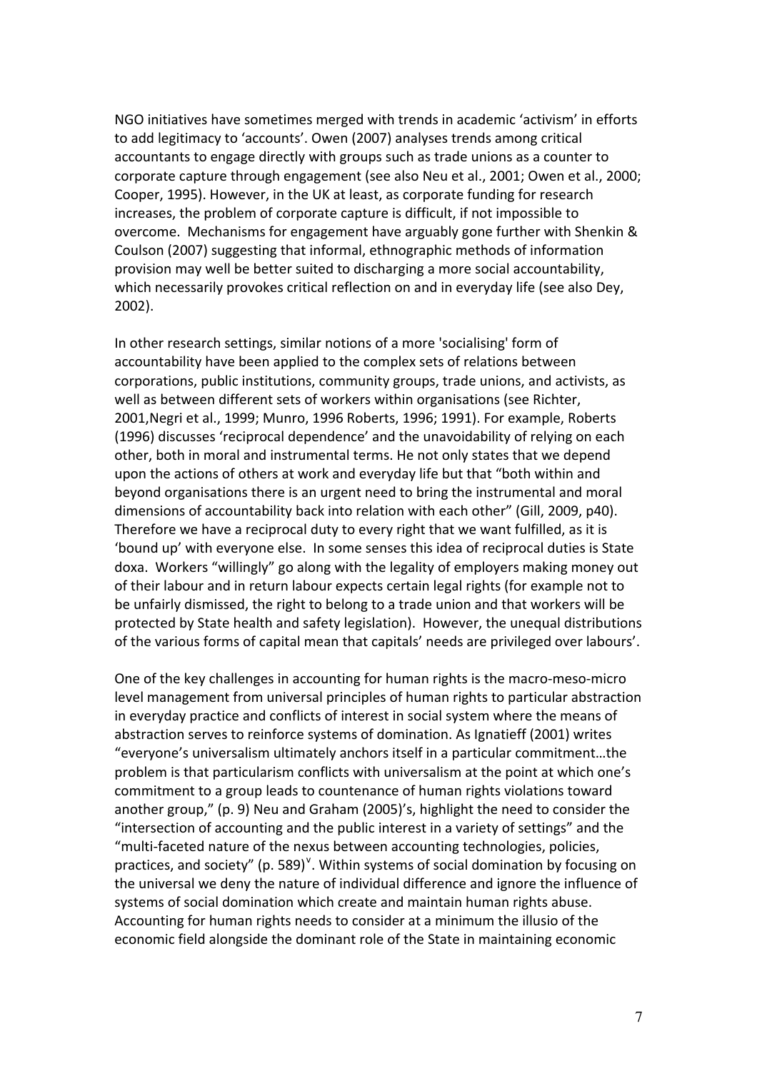NGO initiatives have sometimes merged with trends in academic 'activism' in efforts to add legitimacy to 'accounts'. Owen (2007) analyses trends among critical accountants to engage directly with groups such as trade unions as a counter to corporate capture through engagement (see also Neu et al., 2001; Owen et al., 2000; Cooper, 1995). However, in the UK at least, as corporate funding for research increases, the problem of corporate capture is difficult, if not impossible to overcome. Mechanisms for engagement have arguably gone further with Shenkin & Coulson (2007) suggesting that informal, ethnographic methods of information provision may well be better suited to discharging a more social accountability, which necessarily provokes critical reflection on and in everyday life (see also Dey, 2002).

In other research settings, similar notions of a more 'socialising' form of accountability have been applied to the complex sets of relations between corporations, public institutions, community groups, trade unions, and activists, as well as between different sets of workers within organisations (see Richter, 2001,Negri et al., 1999; Munro, 1996 Roberts, 1996; 1991). For example, Roberts (1996) discusses 'reciprocal dependence' and the unavoidability of relying on each other, both in moral and instrumental terms. He not only states that we depend upon the actions of others at work and everyday life but that "both within and beyond organisations there is an urgent need to bring the instrumental and moral dimensions of accountability back into relation with each other" (Gill, 2009, p40). Therefore we have a reciprocal duty to every right that we want fulfilled, as it is 'bound up' with everyone else. In some senses this idea of reciprocal duties is State doxa. Workers "willingly" go along with the legality of employers making money out of their labour and in return labour expects certain legal rights (for example not to be unfairly dismissed, the right to belong to a trade union and that workers will be protected by State health and safety legislation). However, the unequal distributions of the various forms of capital mean that capitals' needs are privileged over labours'.

One of the key challenges in accounting for human rights is the macro-meso-micro level management from universal principles of human rights to particular abstraction in everyday practice and conflicts of interest in social system where the means of abstraction serves to reinforce systems of domination. As Ignatieff (2001) writes "everyone's universalism ultimately anchors itself in a particular commitment…the problem is that particularism conflicts with universalism at the point at which one's commitment to a group leads to countenance of human rights violations toward another group," (p. 9) Neu and Graham (2005)'s, highlight the need to consider the "intersection of accounting and the public interest in a variety of settings" and the "multi-faceted nature of the nexus between accounting technologies, policies, practices, and society" (p. 589)[v]. Within systems of social domination by focusing on the universal we deny the nature of individual difference and ignore the influence of systems of social domination which create and maintain human rights abuse. Accounting for human rights needs to consider at a minimum the illusio of the economic field alongside the dominant role of the State in maintaining economic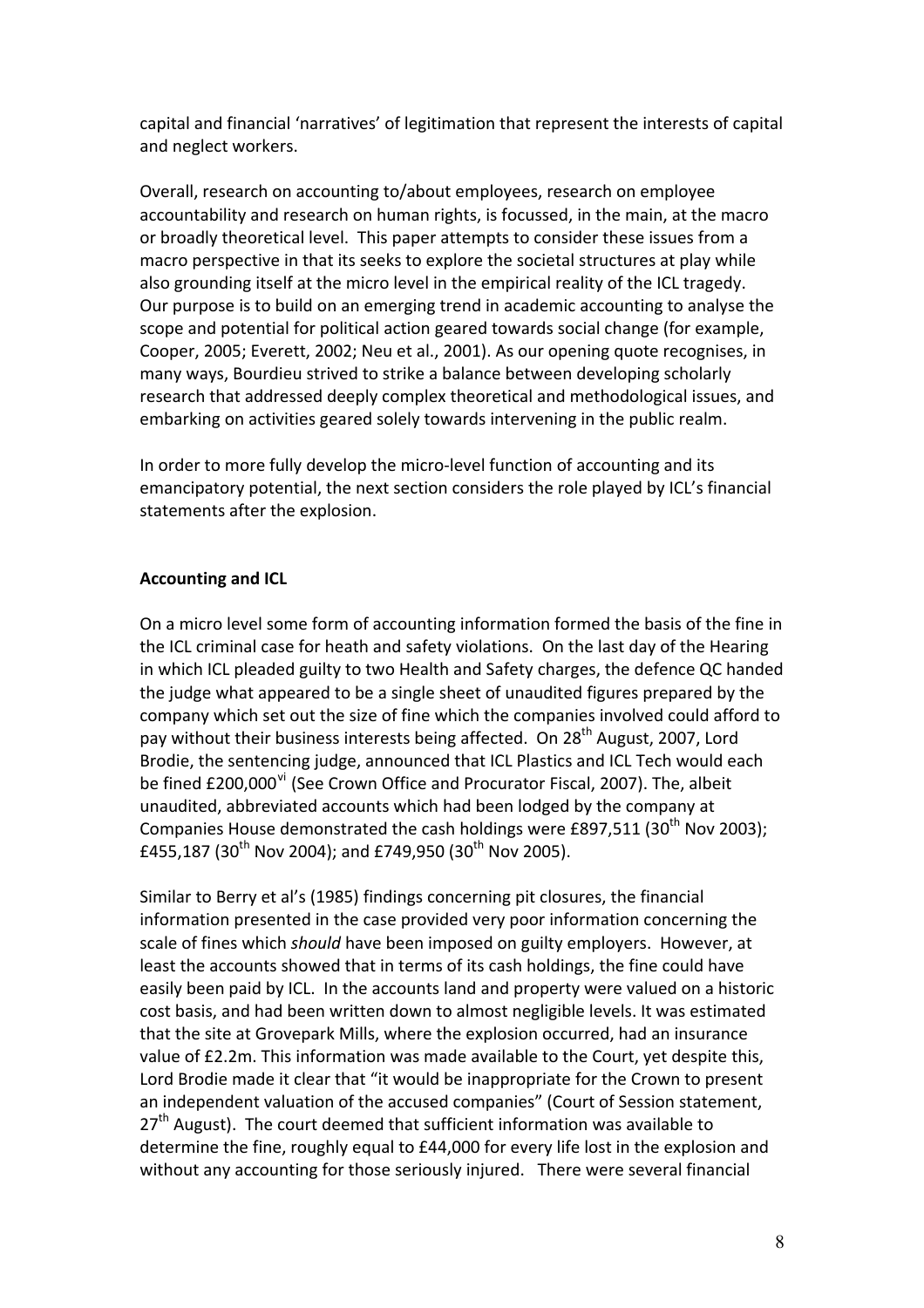capital and financial 'narratives' of legitimation that represent the interests of capital and neglect workers.

Overall, research on accounting to/about employees, research on employee accountability and research on human rights, is focussed, in the main, at the macro or broadly theoretical level. This paper attempts to consider these issues from a macro perspective in that its seeks to explore the societal structures at play while also grounding itself at the micro level in the empirical reality of the ICL tragedy. Our purpose is to build on an emerging trend in academic accounting to analyse the scope and potential for political action geared towards social change (for example, Cooper, 2005; Everett, 2002; Neu et al., 2001). As our opening quote recognises, in many ways, Bourdieu strived to strike a balance between developing scholarly research that addressed deeply complex theoretical and methodological issues, and embarking on activities geared solely towards intervening in the public realm.

In order to more fully develop the micro-level function of accounting and its emancipatory potential, the next section considers the role played by ICL's financial statements after the explosion.

## Accounting and ICL

On a micro level some form of accounting information formed the basis of the fine in the ICL criminal case for heath and safety violations. On the last day of the Hearing in which ICL pleaded guilty to two Health and Safety charges, the defence QC handed the judge what appeared to be a single sheet of unaudited figures prepared by the company which set out the size of fine which the companies involved could afford to pay without their business interests being affected. On 28th August, 2007, Lord Brodie, the sentencing judge, announced that ICL Plastics and ICL Tech would each be fined £200,000[vi] (See Crown Office and Procurator Fiscal, 2007). The, albeit unaudited, abbreviated accounts which had been lodged by the company at Companies House demonstrated the cash holdings were £897,511 (30th Nov 2003); £455,187 (30th Nov 2004); and £749,950 (30th Nov 2005).

Similar to Berry et al's (1985) findings concerning pit closures, the financial information presented in the case provided very poor information concerning the scale of fines which *should* have been imposed on guilty employers. However, at least the accounts showed that in terms of its cash holdings, the fine could have easily been paid by ICL. In the accounts land and property were valued on a historic cost basis, and had been written down to almost negligible levels. It was estimated that the site at Grovepark Mills, where the explosion occurred, had an insurance value of £2.2m. This information was made available to the Court, yet despite this, Lord Brodie made it clear that "it would be inappropriate for the Crown to present an independent valuation of the accused companies" (Court of Session statement, 27th August). The court deemed that sufficient information was available to determine the fine, roughly equal to £44,000 for every life lost in the explosion and without any accounting for those seriously injured. There were several financial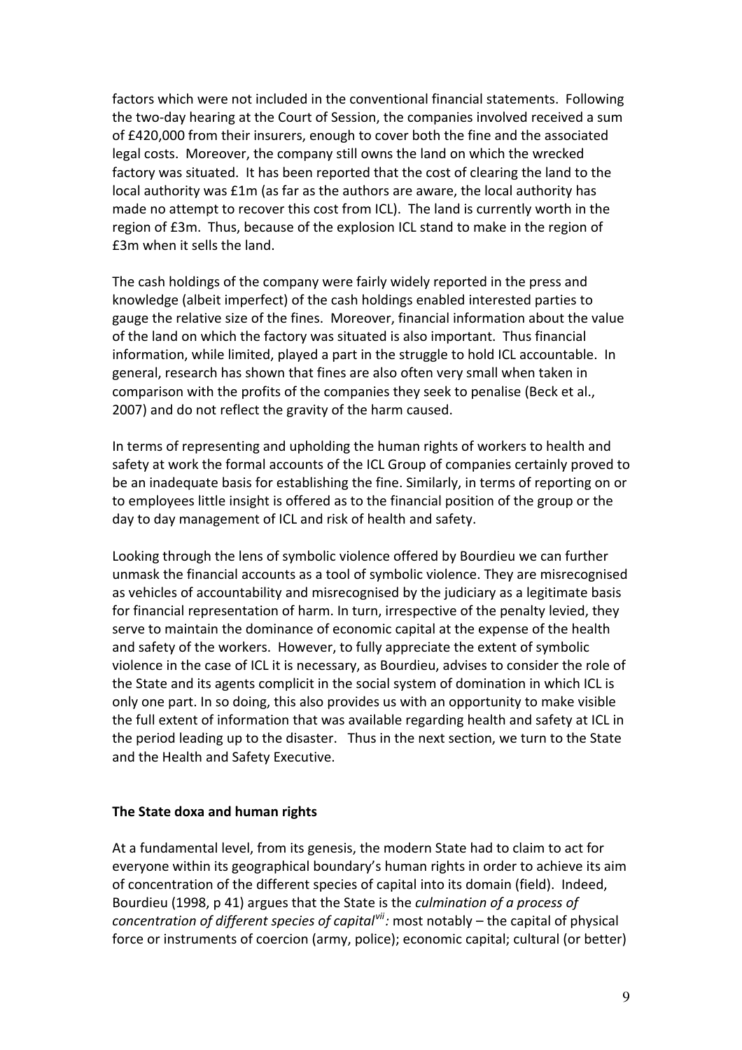factors which were not included in the conventional financial statements. Following the two-day hearing at the Court of Session, the companies involved received a sum of £420,000 from their insurers, enough to cover both the fine and the associated legal costs. Moreover, the company still owns the land on which the wrecked factory was situated. It has been reported that the cost of clearing the land to the local authority was £1m (as far as the authors are aware, the local authority has made no attempt to recover this cost from ICL). The land is currently worth in the region of £3m. Thus, because of the explosion ICL stand to make in the region of £3m when it sells the land.

The cash holdings of the company were fairly widely reported in the press and knowledge (albeit imperfect) of the cash holdings enabled interested parties to gauge the relative size of the fines. Moreover, financial information about the value of the land on which the factory was situated is also important. Thus financial information, while limited, played a part in the struggle to hold ICL accountable. In general, research has shown that fines are also often very small when taken in comparison with the profits of the companies they seek to penalise (Beck et al., 2007) and do not reflect the gravity of the harm caused.

In terms of representing and upholding the human rights of workers to health and safety at work the formal accounts of the ICL Group of companies certainly proved to be an inadequate basis for establishing the fine. Similarly, in terms of reporting on or to employees little insight is offered as to the financial position of the group or the day to day management of ICL and risk of health and safety.

Looking through the lens of symbolic violence offered by Bourdieu we can further unmask the financial accounts as a tool of symbolic violence. They are misrecognised as vehicles of accountability and misrecognised by the judiciary as a legitimate basis for financial representation of harm. In turn, irrespective of the penalty levied, they serve to maintain the dominance of economic capital at the expense of the health and safety of the workers. However, to fully appreciate the extent of symbolic violence in the case of ICL it is necessary, as Bourdieu, advises to consider the role of the State and its agents complicit in the social system of domination in which ICL is only one part. In so doing, this also provides us with an opportunity to make visible the full extent of information that was available regarding health and safety at ICL in the period leading up to the disaster. Thus in the next section, we turn to the State and the Health and Safety Executive.

## The State doxa and human rights

At a fundamental level, from its genesis, the modern State had to claim to act for everyone within its geographical boundary's human rights in order to achieve its aim of concentration of the different species of capital into its domain (field). Indeed, Bourdieu (1998, p 41) argues that the State is the *culmination of a process of concentration of different species of capital*[vii]*:* most notably – the capital of physical force or instruments of coercion (army, police); economic capital; cultural (or better)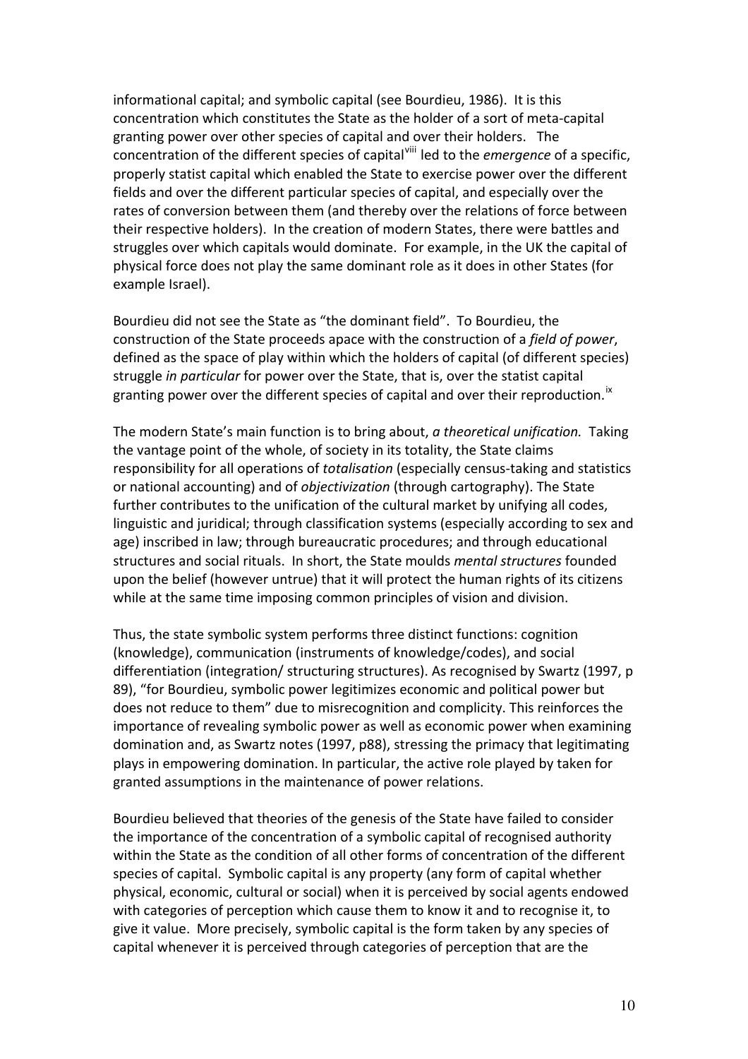informational capital; and symbolic capital (see Bourdieu, 1986). It is this concentration which constitutes the State as the holder of a sort of meta-capital granting power over other species of capital and over their holders. The concentration of the different species of capital[viii] led to the *emergence* of a specific, properly statist capital which enabled the State to exercise power over the different fields and over the different particular species of capital, and especially over the rates of conversion between them (and thereby over the relations of force between their respective holders). In the creation of modern States, there were battles and struggles over which capitals would dominate. For example, in the UK the capital of physical force does not play the same dominant role as it does in other States (for example Israel).

Bourdieu did not see the State as "the dominant field". To Bourdieu, the construction of the State proceeds apace with the construction of a *field of power*, defined as the space of play within which the holders of capital (of different species) struggle *in particular* for power over the State, that is, over the statist capital granting power over the different species of capital and over their reproduction.[ix]

The modern State's main function is to bring about, *a theoretical unification.* Taking the vantage point of the whole, of society in its totality, the State claims responsibility for all operations of *totalisation* (especially census-taking and statistics or national accounting) and of *objectivization* (through cartography). The State further contributes to the unification of the cultural market by unifying all codes, linguistic and juridical; through classification systems (especially according to sex and age) inscribed in law; through bureaucratic procedures; and through educational structures and social rituals. In short, the State moulds *mental structures* founded upon the belief (however untrue) that it will protect the human rights of its citizens while at the same time imposing common principles of vision and division.

Thus, the state symbolic system performs three distinct functions: cognition (knowledge), communication (instruments of knowledge/codes), and social differentiation (integration/ structuring structures). As recognised by Swartz (1997, p 89), "for Bourdieu, symbolic power legitimizes economic and political power but does not reduce to them" due to misrecognition and complicity. This reinforces the importance of revealing symbolic power as well as economic power when examining domination and, as Swartz notes (1997, p88), stressing the primacy that legitimating plays in empowering domination. In particular, the active role played by taken for granted assumptions in the maintenance of power relations.

Bourdieu believed that theories of the genesis of the State have failed to consider the importance of the concentration of a symbolic capital of recognised authority within the State as the condition of all other forms of concentration of the different species of capital. Symbolic capital is any property (any form of capital whether physical, economic, cultural or social) when it is perceived by social agents endowed with categories of perception which cause them to know it and to recognise it, to give it value. More precisely, symbolic capital is the form taken by any species of capital whenever it is perceived through categories of perception that are the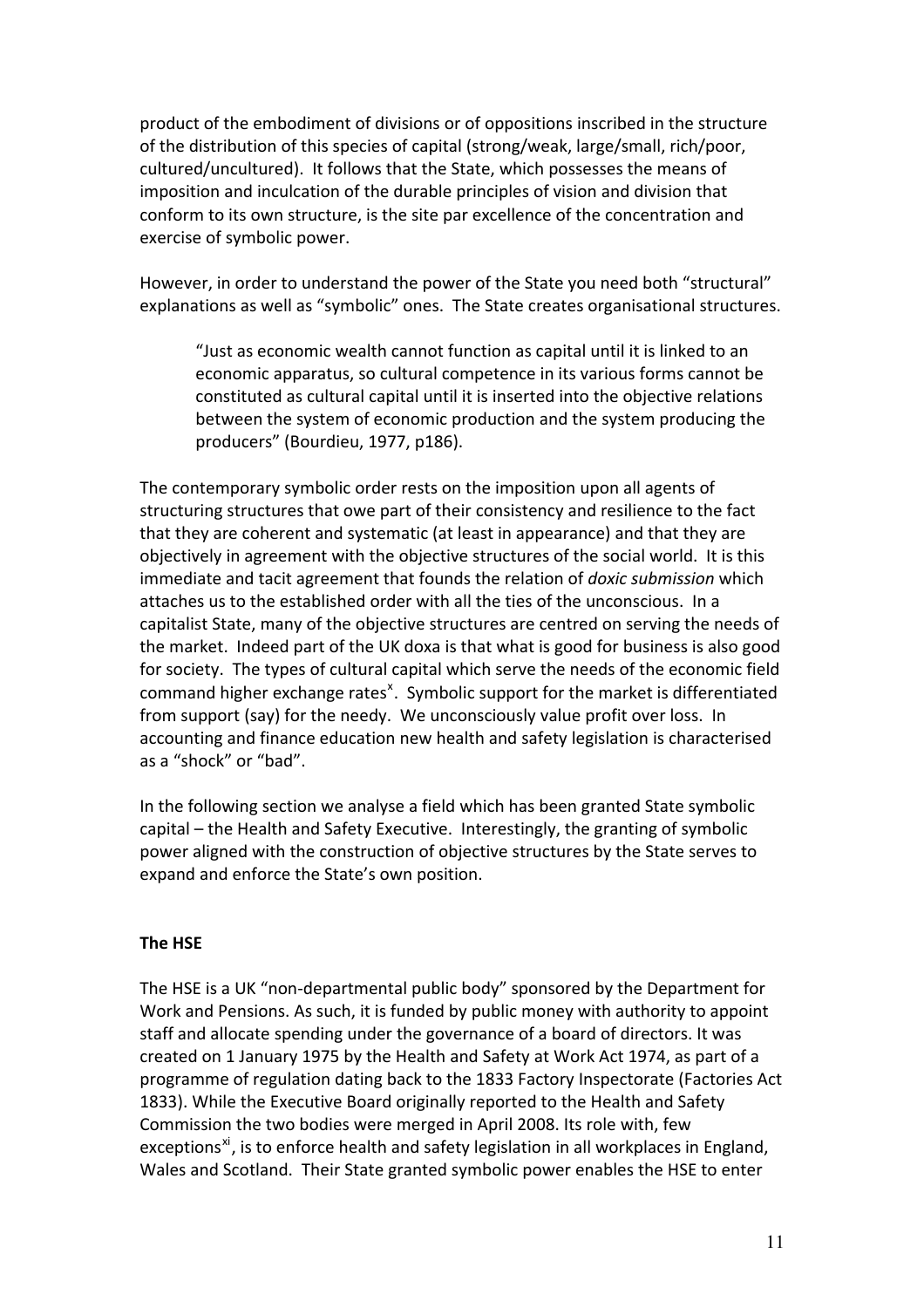product of the embodiment of divisions or of oppositions inscribed in the structure of the distribution of this species of capital (strong/weak, large/small, rich/poor, cultured/uncultured). It follows that the State, which possesses the means of imposition and inculcation of the durable principles of vision and division that conform to its own structure, is the site par excellence of the concentration and exercise of symbolic power.

However, in order to understand the power of the State you need both "structural" explanations as well as "symbolic" ones. The State creates organisational structures.

> "Just as economic wealth cannot function as capital until it is linked to an economic apparatus, so cultural competence in its various forms cannot be constituted as cultural capital until it is inserted into the objective relations between the system of economic production and the system producing the producers" (Bourdieu, 1977, p186).

The contemporary symbolic order rests on the imposition upon all agents of structuring structures that owe part of their consistency and resilience to the fact that they are coherent and systematic (at least in appearance) and that they are objectively in agreement with the objective structures of the social world. It is this immediate and tacit agreement that founds the relation of *doxic submission* which attaches us to the established order with all the ties of the unconscious. In a capitalist State, many of the objective structures are centred on serving the needs of the market. Indeed part of the UK doxa is that what is good for business is also good for society. The types of cultural capital which serve the needs of the economic field command higher exchange rates[x]. Symbolic support for the market is differentiated from support (say) for the needy. We unconsciously value profit over loss. In accounting and finance education new health and safety legislation is characterised as a "shock" or "bad".

In the following section we analyse a field which has been granted State symbolic capital – the Health and Safety Executive. Interestingly, the granting of symbolic power aligned with the construction of objective structures by the State serves to expand and enforce the State's own position.

**The HSE**

The HSE is a UK "non-departmental public body" sponsored by the Department for Work and Pensions. As such, it is funded by public money with authority to appoint staff and allocate spending under the governance of a board of directors. It was created on 1 January 1975 by the Health and Safety at Work Act 1974, as part of a programme of regulation dating back to the 1833 Factory Inspectorate (Factories Act 1833). While the Executive Board originally reported to the Health and Safety Commission the two bodies were merged in April 2008. Its role with, few exceptions[xi], is to enforce health and safety legislation in all workplaces in England, Wales and Scotland. Their State granted symbolic power enables the HSE to enter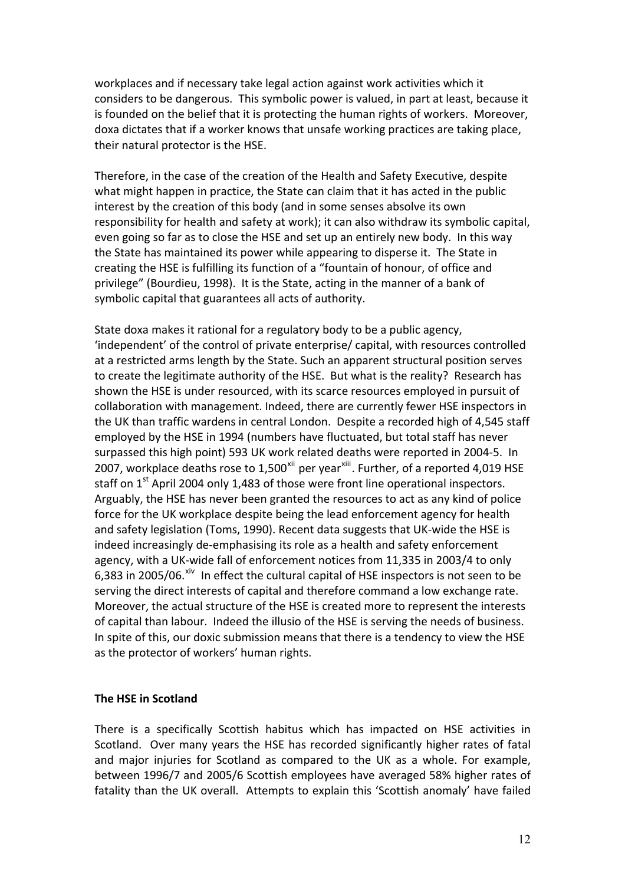workplaces and if necessary take legal action against work activities which it considers to be dangerous. This symbolic power is valued, in part at least, because it is founded on the belief that it is protecting the human rights of workers. Moreover, doxa dictates that if a worker knows that unsafe working practices are taking place, their natural protector is the HSE.

Therefore, in the case of the creation of the Health and Safety Executive, despite what might happen in practice, the State can claim that it has acted in the public interest by the creation of this body (and in some senses absolve its own responsibility for health and safety at work); it can also withdraw its symbolic capital, even going so far as to close the HSE and set up an entirely new body. In this way the State has maintained its power while appearing to disperse it. The State in creating the HSE is fulfilling its function of a "fountain of honour, of office and privilege" (Bourdieu, 1998). It is the State, acting in the manner of a bank of symbolic capital that guarantees all acts of authority.

State doxa makes it rational for a regulatory body to be a public agency, 'independent' of the control of private enterprise/ capital, with resources controlled at a restricted arms length by the State. Such an apparent structural position serves to create the legitimate authority of the HSE. But what is the reality? Research has shown the HSE is under resourced, with its scarce resources employed in pursuit of collaboration with management. Indeed, there are currently fewer HSE inspectors in the UK than traffic wardens in central London. Despite a recorded high of 4,545 staff employed by the HSE in 1994 (numbers have fluctuated, but total staff has never surpassed this high point) 593 UK work related deaths were reported in 2004-5. In 2007, workplace deaths rose to 1,500[xii] per year[xiii]. Further, of a reported 4,019 HSE staff on 1st April 2004 only 1,483 of those were front line operational inspectors. Arguably, the HSE has never been granted the resources to act as any kind of police force for the UK workplace despite being the lead enforcement agency for health and safety legislation (Toms, 1990). Recent data suggests that UK-wide the HSE is indeed increasingly de-emphasising its role as a health and safety enforcement agency, with a UK-wide fall of enforcement notices from 11,335 in 2003/4 to only 6,383 in 2005/06.[xiv] In effect the cultural capital of HSE inspectors is not seen to be serving the direct interests of capital and therefore command a low exchange rate. Moreover, the actual structure of the HSE is created more to represent the interests of capital than labour. Indeed the illusio of the HSE is serving the needs of business. In spite of this, our doxic submission means that there is a tendency to view the HSE as the protector of workers' human rights.

**The HSE in Scotland**

There is a specifically Scottish habitus which has impacted on HSE activities in Scotland. Over many years the HSE has recorded significantly higher rates of fatal and major injuries for Scotland as compared to the UK as a whole. For example, between 1996/7 and 2005/6 Scottish employees have averaged 58% higher rates of fatality than the UK overall. Attempts to explain this 'Scottish anomaly' have failed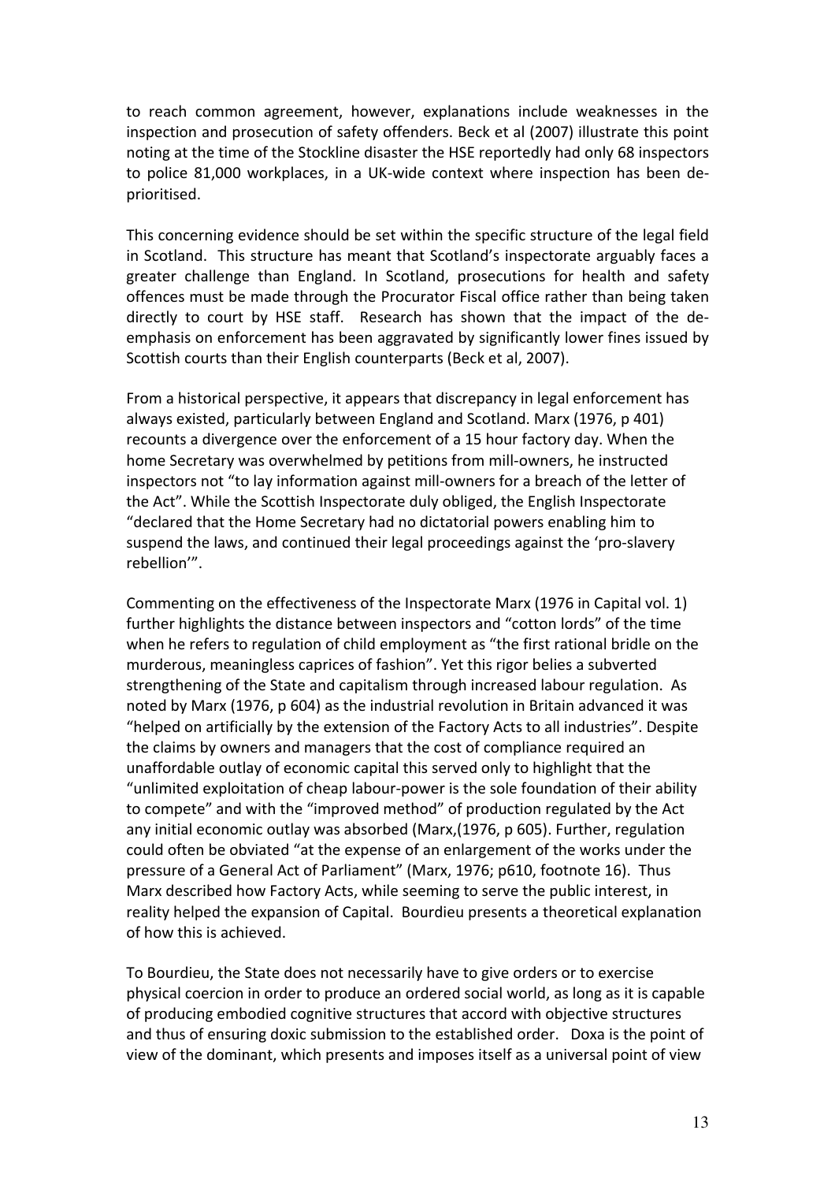to reach common agreement, however, explanations include weaknesses in the inspection and prosecution of safety offenders. Beck et al (2007) illustrate this point noting at the time of the Stockline disaster the HSE reportedly had only 68 inspectors to police 81,000 workplaces, in a UK-wide context where inspection has been de-prioritised.

This concerning evidence should be set within the specific structure of the legal field in Scotland. This structure has meant that Scotland's inspectorate arguably faces a greater challenge than England. In Scotland, prosecutions for health and safety offences must be made through the Procurator Fiscal office rather than being taken directly to court by HSE staff. Research has shown that the impact of the de-emphasis on enforcement has been aggravated by significantly lower fines issued by Scottish courts than their English counterparts (Beck et al, 2007).

From a historical perspective, it appears that discrepancy in legal enforcement has always existed, particularly between England and Scotland. Marx (1976, p 401) recounts a divergence over the enforcement of a 15 hour factory day. When the home Secretary was overwhelmed by petitions from mill-owners, he instructed inspectors not "to lay information against mill-owners for a breach of the letter of the Act". While the Scottish Inspectorate duly obliged, the English Inspectorate "declared that the Home Secretary had no dictatorial powers enabling him to suspend the laws, and continued their legal proceedings against the 'pro-slavery rebellion'".

Commenting on the effectiveness of the Inspectorate Marx (1976 in Capital vol. 1) further highlights the distance between inspectors and "cotton lords" of the time when he refers to regulation of child employment as "the first rational bridle on the murderous, meaningless caprices of fashion". Yet this rigor belies a subverted strengthening of the State and capitalism through increased labour regulation. As noted by Marx (1976, p 604) as the industrial revolution in Britain advanced it was "helped on artificially by the extension of the Factory Acts to all industries". Despite the claims by owners and managers that the cost of compliance required an unaffordable outlay of economic capital this served only to highlight that the "unlimited exploitation of cheap labour-power is the sole foundation of their ability to compete" and with the "improved method" of production regulated by the Act any initial economic outlay was absorbed (Marx,(1976, p 605). Further, regulation could often be obviated "at the expense of an enlargement of the works under the pressure of a General Act of Parliament" (Marx, 1976; p610, footnote 16). Thus Marx described how Factory Acts, while seeming to serve the public interest, in reality helped the expansion of Capital. Bourdieu presents a theoretical explanation of how this is achieved.

To Bourdieu, the State does not necessarily have to give orders or to exercise physical coercion in order to produce an ordered social world, as long as it is capable of producing embodied cognitive structures that accord with objective structures and thus of ensuring doxic submission to the established order. Doxa is the point of view of the dominant, which presents and imposes itself as a universal point of view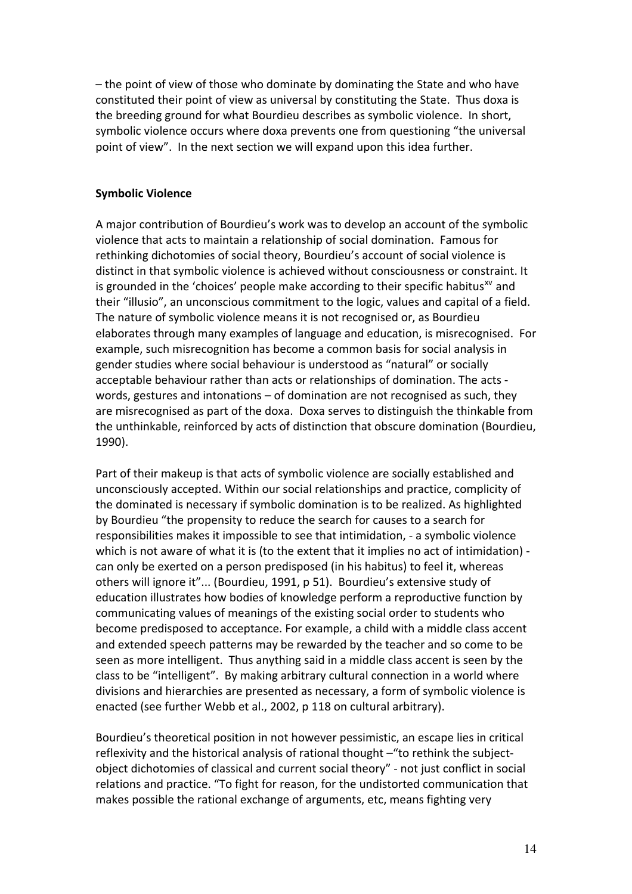– the point of view of those who dominate by dominating the State and who have constituted their point of view as universal by constituting the State. Thus doxa is the breeding ground for what Bourdieu describes as symbolic violence. In short, symbolic violence occurs where doxa prevents one from questioning "the universal point of view". In the next section we will expand upon this idea further.

**Symbolic Violence**

A major contribution of Bourdieu's work was to develop an account of the symbolic violence that acts to maintain a relationship of social domination. Famous for rethinking dichotomies of social theory, Bourdieu's account of social violence is distinct in that symbolic violence is achieved without consciousness or constraint. It is grounded in the 'choices' people make according to their specific habitus[xv] and their "illusio", an unconscious commitment to the logic, values and capital of a field. The nature of symbolic violence means it is not recognised or, as Bourdieu elaborates through many examples of language and education, is misrecognised. For example, such misrecognition has become a common basis for social analysis in gender studies where social behaviour is understood as "natural" or socially acceptable behaviour rather than acts or relationships of domination. The acts - words, gestures and intonations – of domination are not recognised as such, they are misrecognised as part of the doxa. Doxa serves to distinguish the thinkable from the unthinkable, reinforced by acts of distinction that obscure domination (Bourdieu, 1990).

Part of their makeup is that acts of symbolic violence are socially established and unconsciously accepted. Within our social relationships and practice, complicity of the dominated is necessary if symbolic domination is to be realized. As highlighted by Bourdieu "the propensity to reduce the search for causes to a search for responsibilities makes it impossible to see that intimidation, - a symbolic violence which is not aware of what it is (to the extent that it implies no act of intimidation) - can only be exerted on a person predisposed (in his habitus) to feel it, whereas others will ignore it"... (Bourdieu, 1991, p 51). Bourdieu's extensive study of education illustrates how bodies of knowledge perform a reproductive function by communicating values of meanings of the existing social order to students who become predisposed to acceptance. For example, a child with a middle class accent and extended speech patterns may be rewarded by the teacher and so come to be seen as more intelligent. Thus anything said in a middle class accent is seen by the class to be "intelligent". By making arbitrary cultural connection in a world where divisions and hierarchies are presented as necessary, a form of symbolic violence is enacted (see further Webb et al., 2002, p 118 on cultural arbitrary).

Bourdieu's theoretical position in not however pessimistic, an escape lies in critical reflexivity and the historical analysis of rational thought –"to rethink the subject-object dichotomies of classical and current social theory" - not just conflict in social relations and practice. "To fight for reason, for the undistorted communication that makes possible the rational exchange of arguments, etc, means fighting very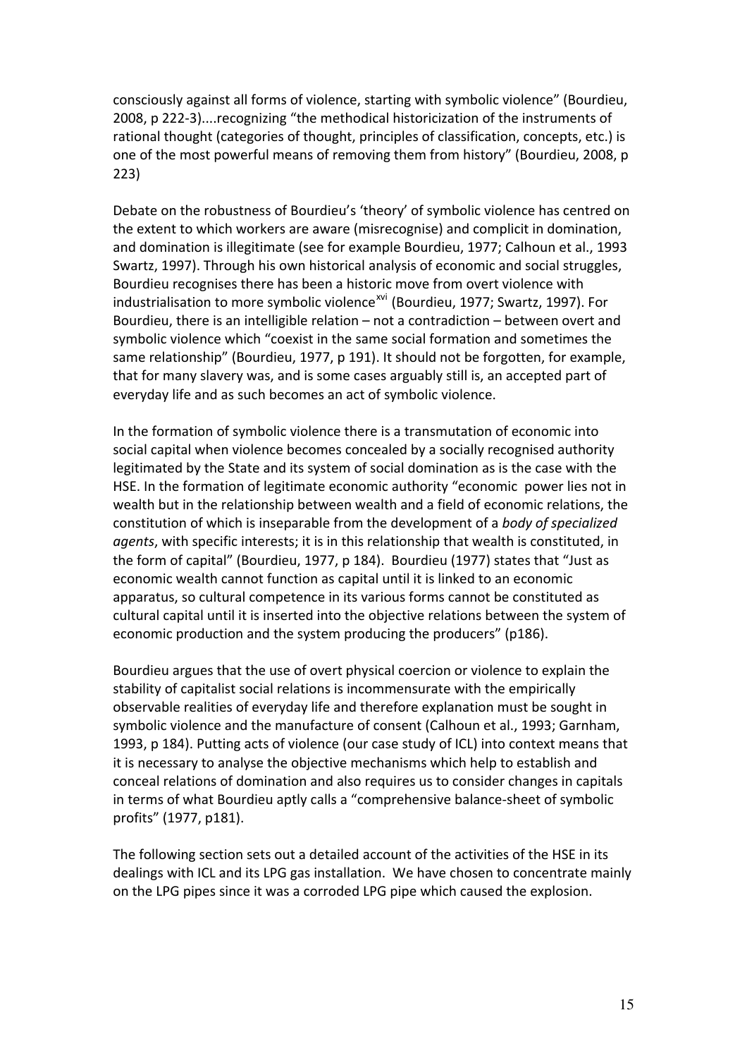consciously against all forms of violence, starting with symbolic violence" (Bourdieu, 2008, p 222-3)....recognizing "the methodical historicization of the instruments of rational thought (categories of thought, principles of classification, concepts, etc.) is one of the most powerful means of removing them from history" (Bourdieu, 2008, p 223)

Debate on the robustness of Bourdieu's 'theory' of symbolic violence has centred on the extent to which workers are aware (misrecognise) and complicit in domination, and domination is illegitimate (see for example Bourdieu, 1977; Calhoun et al., 1993 Swartz, 1997). Through his own historical analysis of economic and social struggles, Bourdieu recognises there has been a historic move from overt violence with industrialisation to more symbolic violence[xvi] (Bourdieu, 1977; Swartz, 1997). For Bourdieu, there is an intelligible relation – not a contradiction – between overt and symbolic violence which "coexist in the same social formation and sometimes the same relationship" (Bourdieu, 1977, p 191). It should not be forgotten, for example, that for many slavery was, and is some cases arguably still is, an accepted part of everyday life and as such becomes an act of symbolic violence.

In the formation of symbolic violence there is a transmutation of economic into social capital when violence becomes concealed by a socially recognised authority legitimated by the State and its system of social domination as is the case with the HSE. In the formation of legitimate economic authority "economic power lies not in wealth but in the relationship between wealth and a field of economic relations, the constitution of which is inseparable from the development of a *body of specialized agents*, with specific interests; it is in this relationship that wealth is constituted, in the form of capital" (Bourdieu, 1977, p 184). Bourdieu (1977) states that "Just as economic wealth cannot function as capital until it is linked to an economic apparatus, so cultural competence in its various forms cannot be constituted as cultural capital until it is inserted into the objective relations between the system of economic production and the system producing the producers" (p186).

Bourdieu argues that the use of overt physical coercion or violence to explain the stability of capitalist social relations is incommensurate with the empirically observable realities of everyday life and therefore explanation must be sought in symbolic violence and the manufacture of consent (Calhoun et al., 1993; Garnham, 1993, p 184). Putting acts of violence (our case study of ICL) into context means that it is necessary to analyse the objective mechanisms which help to establish and conceal relations of domination and also requires us to consider changes in capitals in terms of what Bourdieu aptly calls a "comprehensive balance-sheet of symbolic profits" (1977, p181).

The following section sets out a detailed account of the activities of the HSE in its dealings with ICL and its LPG gas installation. We have chosen to concentrate mainly on the LPG pipes since it was a corroded LPG pipe which caused the explosion.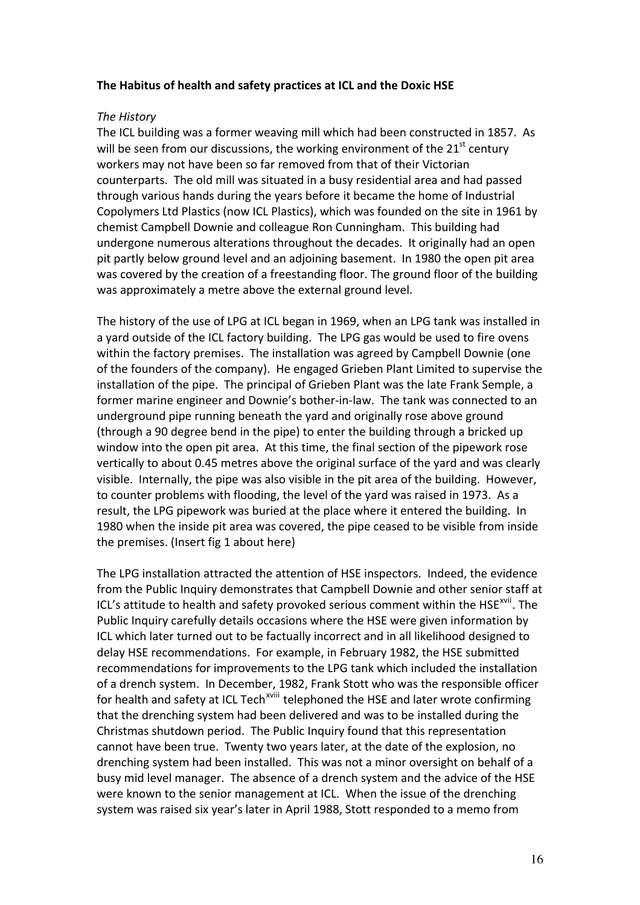**The Habitus of health and safety practices at ICL and the Doxic HSE**

*The History*

The ICL building was a former weaving mill which had been constructed in 1857. As will be seen from our discussions, the working environment of the 21st century workers may not have been so far removed from that of their Victorian counterparts. The old mill was situated in a busy residential area and had passed through various hands during the years before it became the home of Industrial Copolymers Ltd Plastics (now ICL Plastics), which was founded on the site in 1961 by chemist Campbell Downie and colleague Ron Cunningham. This building had undergone numerous alterations throughout the decades. It originally had an open pit partly below ground level and an adjoining basement. In 1980 the open pit area was covered by the creation of a freestanding floor. The ground floor of the building was approximately a metre above the external ground level.

The history of the use of LPG at ICL began in 1969, when an LPG tank was installed in a yard outside of the ICL factory building. The LPG gas would be used to fire ovens within the factory premises. The installation was agreed by Campbell Downie (one of the founders of the company). He engaged Grieben Plant Limited to supervise the installation of the pipe. The principal of Grieben Plant was the late Frank Semple, a former marine engineer and Downie's bother-in-law. The tank was connected to an underground pipe running beneath the yard and originally rose above ground (through a 90 degree bend in the pipe) to enter the building through a bricked up window into the open pit area. At this time, the final section of the pipework rose vertically to about 0.45 metres above the original surface of the yard and was clearly visible. Internally, the pipe was also visible in the pit area of the building. However, to counter problems with flooding, the level of the yard was raised in 1973. As a result, the LPG pipework was buried at the place where it entered the building. In 1980 when the inside pit area was covered, the pipe ceased to be visible from inside the premises. (Insert fig 1 about here)

The LPG installation attracted the attention of HSE inspectors. Indeed, the evidence from the Public Inquiry demonstrates that Campbell Downie and other senior staff at ICL's attitude to health and safety provoked serious comment within the HSE[xvii]. The Public Inquiry carefully details occasions where the HSE were given information by ICL which later turned out to be factually incorrect and in all likelihood designed to delay HSE recommendations. For example, in February 1982, the HSE submitted recommendations for improvements to the LPG tank which included the installation of a drench system. In December, 1982, Frank Stott who was the responsible officer for health and safety at ICL Tech[xviii] telephoned the HSE and later wrote confirming that the drenching system had been delivered and was to be installed during the Christmas shutdown period. The Public Inquiry found that this representation cannot have been true. Twenty two years later, at the date of the explosion, no drenching system had been installed. This was not a minor oversight on behalf of a busy mid level manager. The absence of a drench system and the advice of the HSE were known to the senior management at ICL. When the issue of the drenching system was raised six year's later in April 1988, Stott responded to a memo from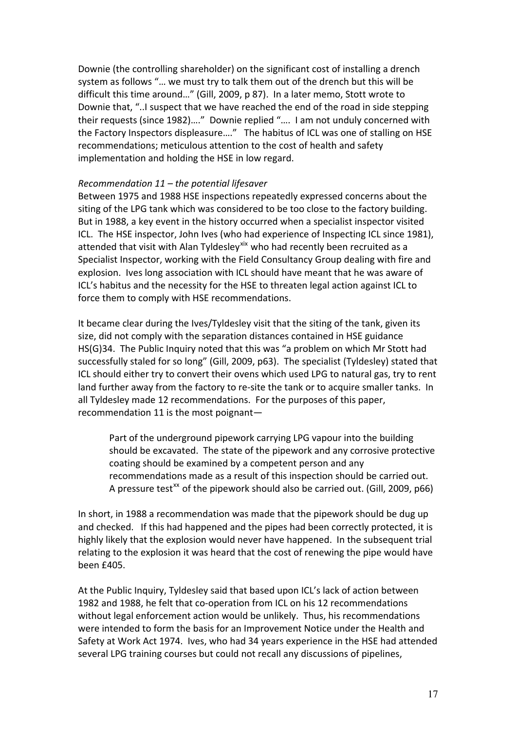Downie (the controlling shareholder) on the significant cost of installing a drench system as follows "… we must try to talk them out of the drench but this will be difficult this time around…" (Gill, 2009, p 87). In a later memo, Stott wrote to Downie that, "..I suspect that we have reached the end of the road in side stepping their requests (since 1982)…." Downie replied "…. I am not unduly concerned with the Factory Inspectors displeasure…." The habitus of ICL was one of stalling on HSE recommendations; meticulous attention to the cost of health and safety implementation and holding the HSE in low regard.

*Recommendation 11 – the potential lifesaver*

Between 1975 and 1988 HSE inspections repeatedly expressed concerns about the siting of the LPG tank which was considered to be too close to the factory building. But in 1988, a key event in the history occurred when a specialist inspector visited ICL. The HSE inspector, John Ives (who had experience of Inspecting ICL since 1981), attended that visit with Alan Tyldesley[xix] who had recently been recruited as a Specialist Inspector, working with the Field Consultancy Group dealing with fire and explosion. Ives long association with ICL should have meant that he was aware of ICL's habitus and the necessity for the HSE to threaten legal action against ICL to force them to comply with HSE recommendations.

It became clear during the Ives/Tyldesley visit that the siting of the tank, given its size, did not comply with the separation distances contained in HSE guidance HS(G)34. The Public Inquiry noted that this was "a problem on which Mr Stott had successfully staled for so long" (Gill, 2009, p63). The specialist (Tyldesley) stated that ICL should either try to convert their ovens which used LPG to natural gas, try to rent land further away from the factory to re-site the tank or to acquire smaller tanks. In all Tyldesley made 12 recommendations. For the purposes of this paper, recommendation 11 is the most poignant—

> Part of the underground pipework carrying LPG vapour into the building should be excavated. The state of the pipework and any corrosive protective coating should be examined by a competent person and any recommendations made as a result of this inspection should be carried out. A pressure test[xx] of the pipework should also be carried out. (Gill, 2009, p66)

In short, in 1988 a recommendation was made that the pipework should be dug up and checked. If this had happened and the pipes had been correctly protected, it is highly likely that the explosion would never have happened. In the subsequent trial relating to the explosion it was heard that the cost of renewing the pipe would have been £405.

At the Public Inquiry, Tyldesley said that based upon ICL's lack of action between 1982 and 1988, he felt that co-operation from ICL on his 12 recommendations without legal enforcement action would be unlikely. Thus, his recommendations were intended to form the basis for an Improvement Notice under the Health and Safety at Work Act 1974. Ives, who had 34 years experience in the HSE had attended several LPG training courses but could not recall any discussions of pipelines,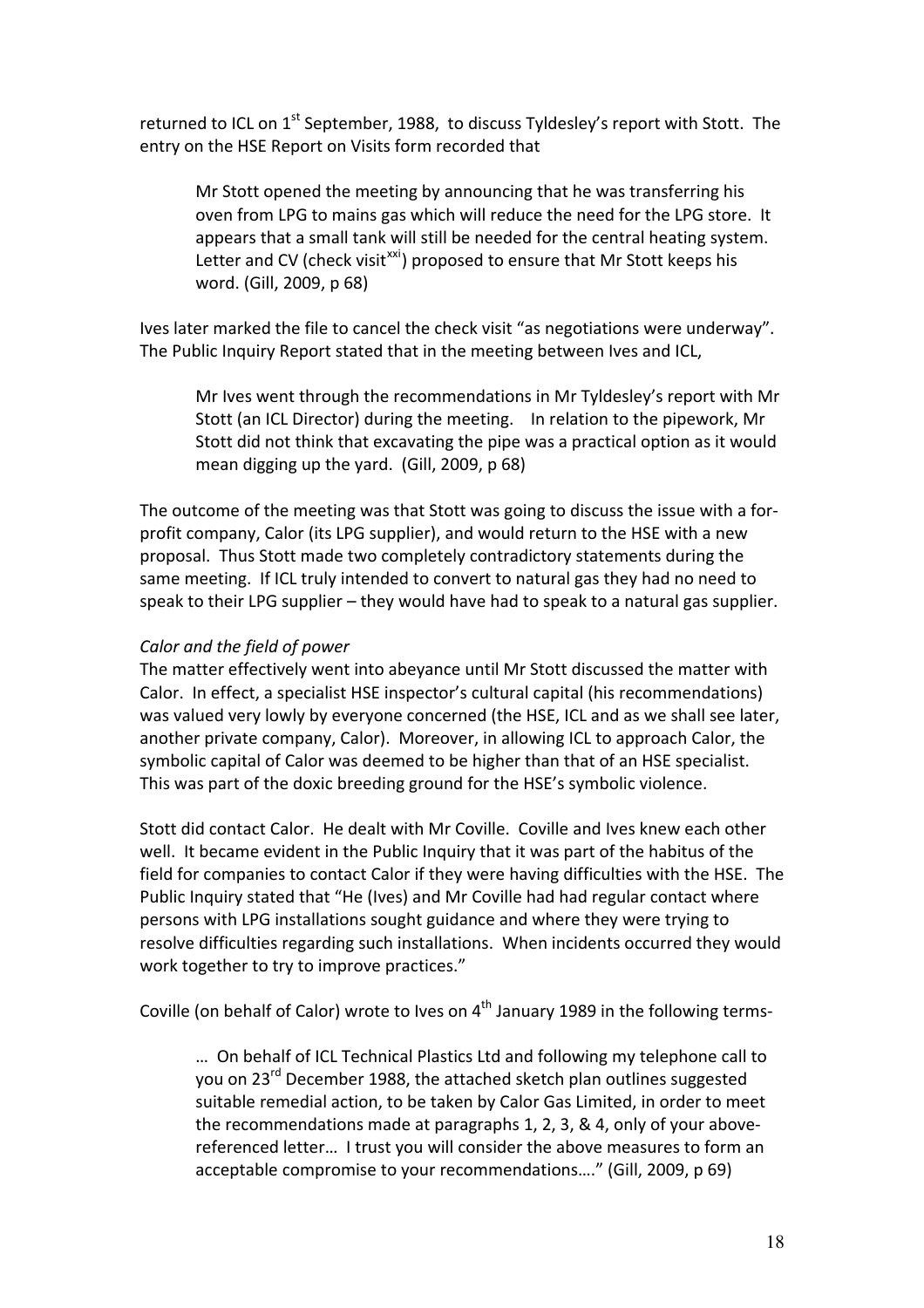returned to ICL on 1st September, 1988, to discuss Tyldesley's report with Stott. The entry on the HSE Report on Visits form recorded that

> Mr Stott opened the meeting by announcing that he was transferring his oven from LPG to mains gas which will reduce the need for the LPG store. It appears that a small tank will still be needed for the central heating system. Letter and CV (check visit[xxi]) proposed to ensure that Mr Stott keeps his word. (Gill, 2009, p 68)

Ives later marked the file to cancel the check visit "as negotiations were underway". The Public Inquiry Report stated that in the meeting between Ives and ICL,

> Mr Ives went through the recommendations in Mr Tyldesley's report with Mr Stott (an ICL Director) during the meeting. In relation to the pipework, Mr Stott did not think that excavating the pipe was a practical option as it would mean digging up the yard. (Gill, 2009, p 68)

The outcome of the meeting was that Stott was going to discuss the issue with a for-profit company, Calor (its LPG supplier), and would return to the HSE with a new proposal. Thus Stott made two completely contradictory statements during the same meeting. If ICL truly intended to convert to natural gas they had no need to speak to their LPG supplier – they would have had to speak to a natural gas supplier.

*Calor and the field of power*

The matter effectively went into abeyance until Mr Stott discussed the matter with Calor. In effect, a specialist HSE inspector's cultural capital (his recommendations) was valued very lowly by everyone concerned (the HSE, ICL and as we shall see later, another private company, Calor). Moreover, in allowing ICL to approach Calor, the symbolic capital of Calor was deemed to be higher than that of an HSE specialist. This was part of the doxic breeding ground for the HSE's symbolic violence.

Stott did contact Calor. He dealt with Mr Coville. Coville and Ives knew each other well. It became evident in the Public Inquiry that it was part of the habitus of the field for companies to contact Calor if they were having difficulties with the HSE. The Public Inquiry stated that "He (Ives) and Mr Coville had had regular contact where persons with LPG installations sought guidance and where they were trying to resolve difficulties regarding such installations. When incidents occurred they would work together to try to improve practices."

Coville (on behalf of Calor) wrote to Ives on 4th January 1989 in the following terms-

> … On behalf of ICL Technical Plastics Ltd and following my telephone call to you on 23rd December 1988, the attached sketch plan outlines suggested suitable remedial action, to be taken by Calor Gas Limited, in order to meet the recommendations made at paragraphs 1, 2, 3, & 4, only of your above-referenced letter… I trust you will consider the above measures to form an acceptable compromise to your recommendations…." (Gill, 2009, p 69)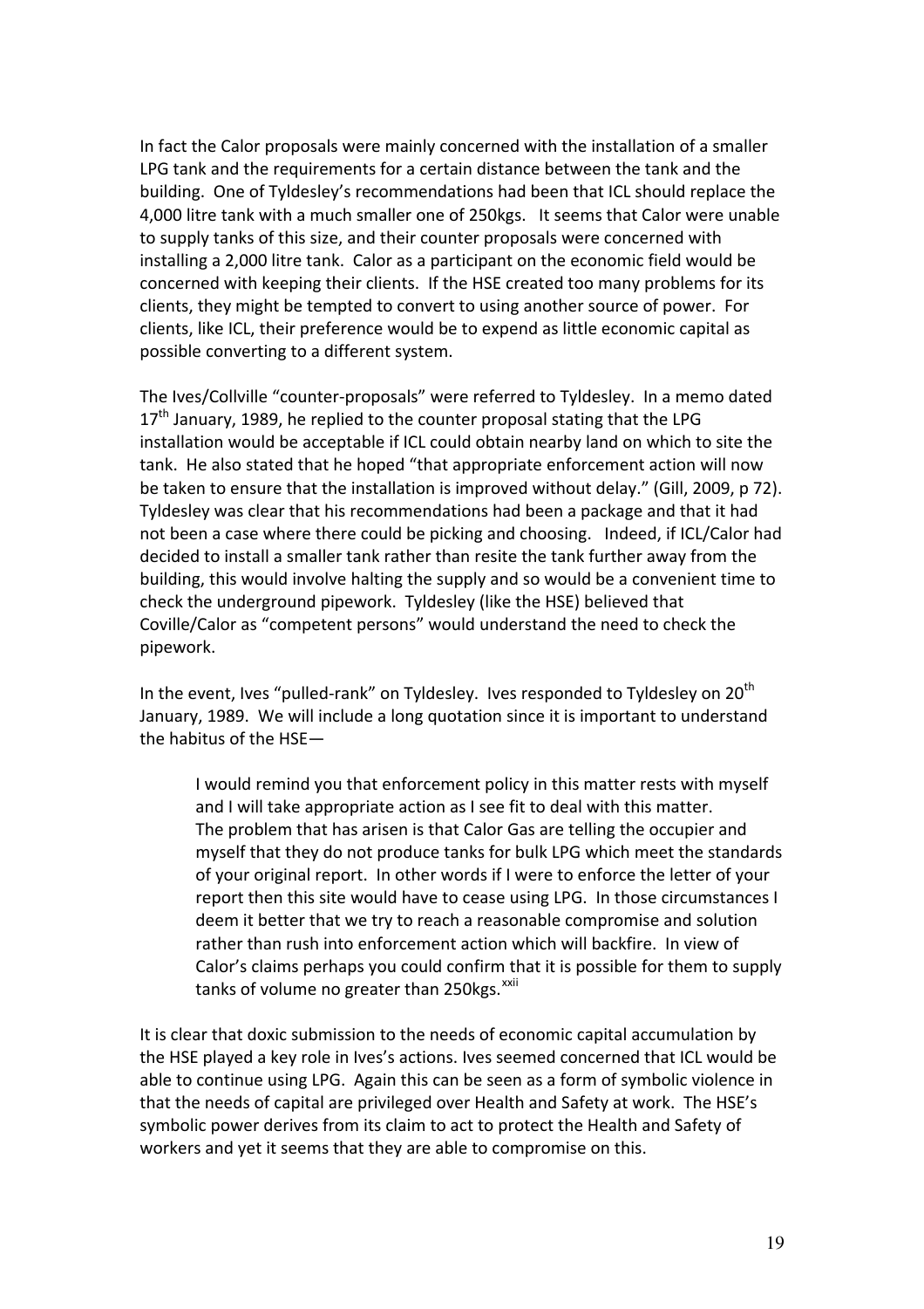In fact the Calor proposals were mainly concerned with the installation of a smaller LPG tank and the requirements for a certain distance between the tank and the building. One of Tyldesley's recommendations had been that ICL should replace the 4,000 litre tank with a much smaller one of 250kgs. It seems that Calor were unable to supply tanks of this size, and their counter proposals were concerned with installing a 2,000 litre tank. Calor as a participant on the economic field would be concerned with keeping their clients. If the HSE created too many problems for its clients, they might be tempted to convert to using another source of power. For clients, like ICL, their preference would be to expend as little economic capital as possible converting to a different system.

The Ives/Collville "counter-proposals" were referred to Tyldesley. In a memo dated 17th January, 1989, he replied to the counter proposal stating that the LPG installation would be acceptable if ICL could obtain nearby land on which to site the tank. He also stated that he hoped "that appropriate enforcement action will now be taken to ensure that the installation is improved without delay." (Gill, 2009, p 72). Tyldesley was clear that his recommendations had been a package and that it had not been a case where there could be picking and choosing. Indeed, if ICL/Calor had decided to install a smaller tank rather than resite the tank further away from the building, this would involve halting the supply and so would be a convenient time to check the underground pipework. Tyldesley (like the HSE) believed that Coville/Calor as "competent persons" would understand the need to check the pipework.

In the event, Ives "pulled-rank" on Tyldesley. Ives responded to Tyldesley on 20th January, 1989. We will include a long quotation since it is important to understand the habitus of the HSE—

> I would remind you that enforcement policy in this matter rests with myself and I will take appropriate action as I see fit to deal with this matter. The problem that has arisen is that Calor Gas are telling the occupier and myself that they do not produce tanks for bulk LPG which meet the standards of your original report. In other words if I were to enforce the letter of your report then this site would have to cease using LPG. In those circumstances I deem it better that we try to reach a reasonable compromise and solution rather than rush into enforcement action which will backfire. In view of Calor's claims perhaps you could confirm that it is possible for them to supply tanks of volume no greater than 250kgs.[xxii]

It is clear that doxic submission to the needs of economic capital accumulation by the HSE played a key role in Ives's actions. Ives seemed concerned that ICL would be able to continue using LPG. Again this can be seen as a form of symbolic violence in that the needs of capital are privileged over Health and Safety at work. The HSE's symbolic power derives from its claim to act to protect the Health and Safety of workers and yet it seems that they are able to compromise on this.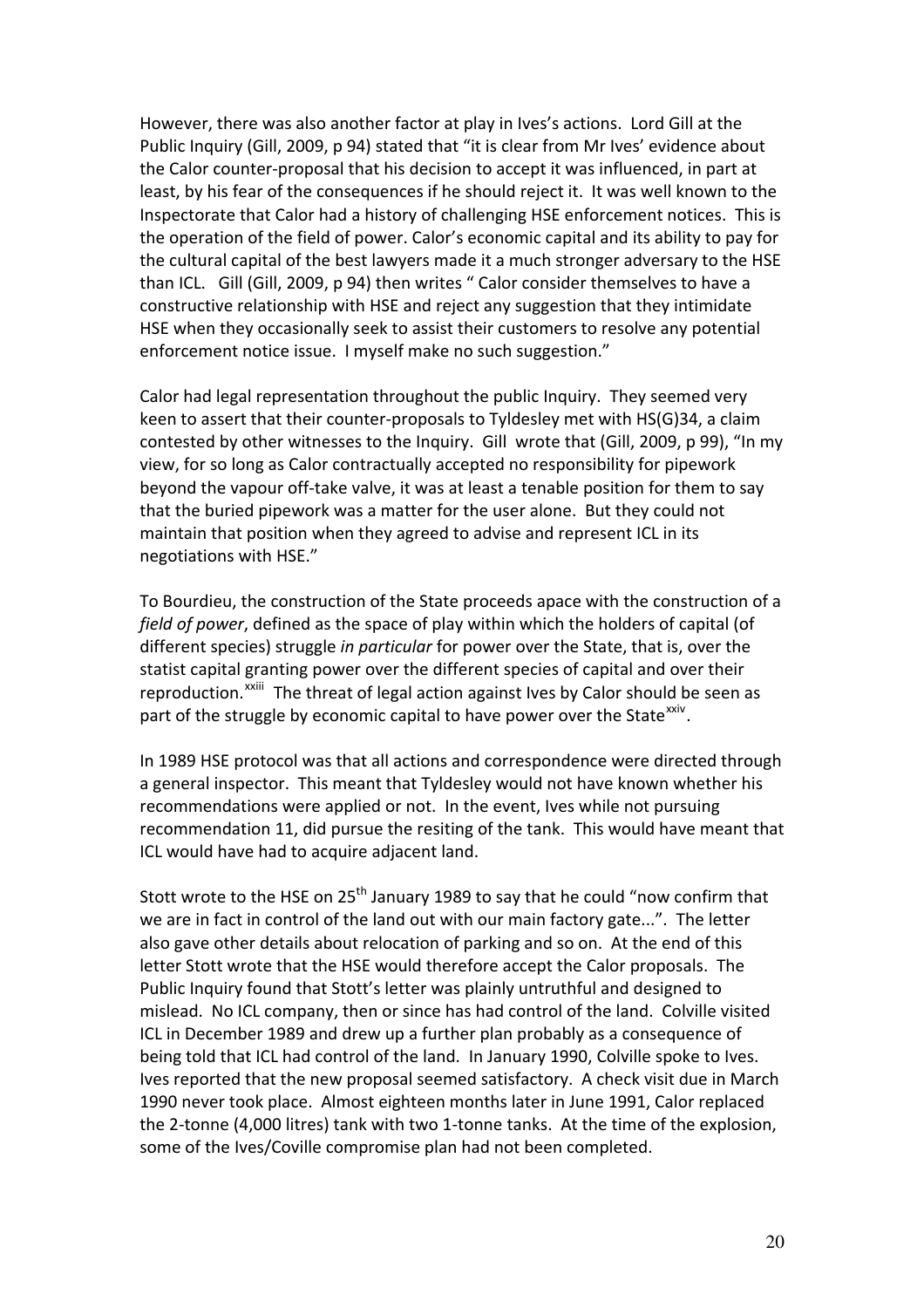However, there was also another factor at play in Ives's actions. Lord Gill at the Public Inquiry (Gill, 2009, p 94) stated that "it is clear from Mr Ives' evidence about the Calor counter-proposal that his decision to accept it was influenced, in part at least, by his fear of the consequences if he should reject it. It was well known to the Inspectorate that Calor had a history of challenging HSE enforcement notices. This is the operation of the field of power. Calor's economic capital and its ability to pay for the cultural capital of the best lawyers made it a much stronger adversary to the HSE than ICL. Gill (Gill, 2009, p 94) then writes " Calor consider themselves to have a constructive relationship with HSE and reject any suggestion that they intimidate HSE when they occasionally seek to assist their customers to resolve any potential enforcement notice issue. I myself make no such suggestion."

Calor had legal representation throughout the public Inquiry. They seemed very keen to assert that their counter-proposals to Tyldesley met with HS(G)34, a claim contested by other witnesses to the Inquiry. Gill wrote that (Gill, 2009, p 99), "In my view, for so long as Calor contractually accepted no responsibility for pipework beyond the vapour off-take valve, it was at least a tenable position for them to say that the buried pipework was a matter for the user alone. But they could not maintain that position when they agreed to advise and represent ICL in its negotiations with HSE."

To Bourdieu, the construction of the State proceeds apace with the construction of a *field of power*, defined as the space of play within which the holders of capital (of different species) struggle *in particular* for power over the State, that is, over the statist capital granting power over the different species of capital and over their reproduction.[xxiii] The threat of legal action against Ives by Calor should be seen as part of the struggle by economic capital to have power over the State[xxiv].

In 1989 HSE protocol was that all actions and correspondence were directed through a general inspector. This meant that Tyldesley would not have known whether his recommendations were applied or not. In the event, Ives while not pursuing recommendation 11, did pursue the resiting of the tank. This would have meant that ICL would have had to acquire adjacent land.

Stott wrote to the HSE on 25th January 1989 to say that he could "now confirm that we are in fact in control of the land out with our main factory gate...". The letter also gave other details about relocation of parking and so on. At the end of this letter Stott wrote that the HSE would therefore accept the Calor proposals. The Public Inquiry found that Stott's letter was plainly untruthful and designed to mislead. No ICL company, then or since has had control of the land. Colville visited ICL in December 1989 and drew up a further plan probably as a consequence of being told that ICL had control of the land. In January 1990, Colville spoke to Ives. Ives reported that the new proposal seemed satisfactory. A check visit due in March 1990 never took place. Almost eighteen months later in June 1991, Calor replaced the 2-tonne (4,000 litres) tank with two 1-tonne tanks. At the time of the explosion, some of the Ives/Coville compromise plan had not been completed.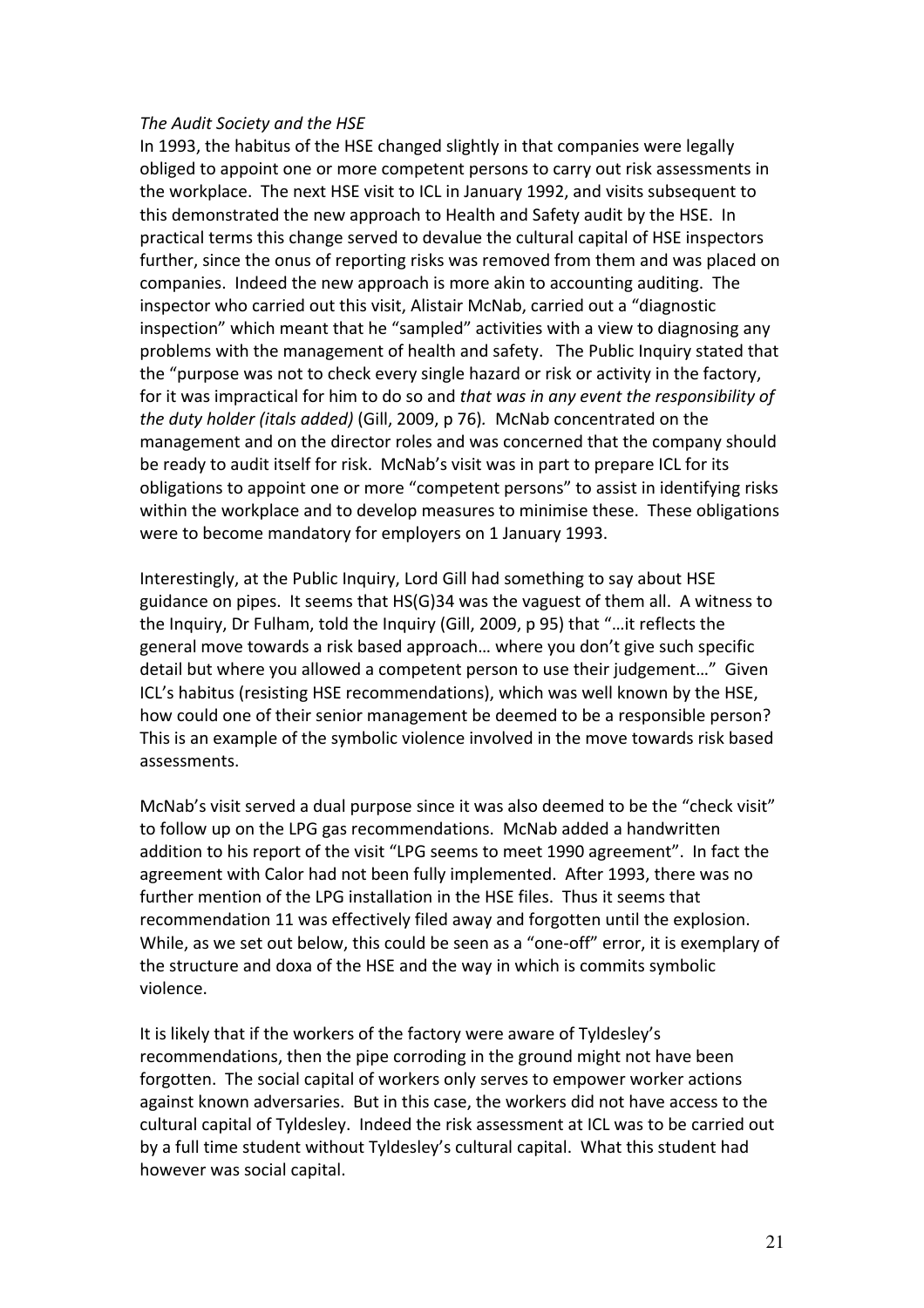*The Audit Society and the HSE*

In 1993, the habitus of the HSE changed slightly in that companies were legally obliged to appoint one or more competent persons to carry out risk assessments in the workplace. The next HSE visit to ICL in January 1992, and visits subsequent to this demonstrated the new approach to Health and Safety audit by the HSE. In practical terms this change served to devalue the cultural capital of HSE inspectors further, since the onus of reporting risks was removed from them and was placed on companies. Indeed the new approach is more akin to accounting auditing. The inspector who carried out this visit, Alistair McNab, carried out a "diagnostic inspection" which meant that he "sampled" activities with a view to diagnosing any problems with the management of health and safety. The Public Inquiry stated that the "purpose was not to check every single hazard or risk or activity in the factory, for it was impractical for him to do so and *that was in any event the responsibility of the duty holder (itals added)* (Gill, 2009, p 76). McNab concentrated on the management and on the director roles and was concerned that the company should be ready to audit itself for risk. McNab's visit was in part to prepare ICL for its obligations to appoint one or more "competent persons" to assist in identifying risks within the workplace and to develop measures to minimise these. These obligations were to become mandatory for employers on 1 January 1993.

Interestingly, at the Public Inquiry, Lord Gill had something to say about HSE guidance on pipes. It seems that HS(G)34 was the vaguest of them all. A witness to the Inquiry, Dr Fulham, told the Inquiry (Gill, 2009, p 95) that "…it reflects the general move towards a risk based approach… where you don't give such specific detail but where you allowed a competent person to use their judgement…" Given ICL's habitus (resisting HSE recommendations), which was well known by the HSE, how could one of their senior management be deemed to be a responsible person? This is an example of the symbolic violence involved in the move towards risk based assessments.

McNab's visit served a dual purpose since it was also deemed to be the "check visit" to follow up on the LPG gas recommendations. McNab added a handwritten addition to his report of the visit "LPG seems to meet 1990 agreement". In fact the agreement with Calor had not been fully implemented. After 1993, there was no further mention of the LPG installation in the HSE files. Thus it seems that recommendation 11 was effectively filed away and forgotten until the explosion. While, as we set out below, this could be seen as a "one-off" error, it is exemplary of the structure and doxa of the HSE and the way in which is commits symbolic violence.

It is likely that if the workers of the factory were aware of Tyldesley's recommendations, then the pipe corroding in the ground might not have been forgotten. The social capital of workers only serves to empower worker actions against known adversaries. But in this case, the workers did not have access to the cultural capital of Tyldesley. Indeed the risk assessment at ICL was to be carried out by a full time student without Tyldesley's cultural capital. What this student had however was social capital.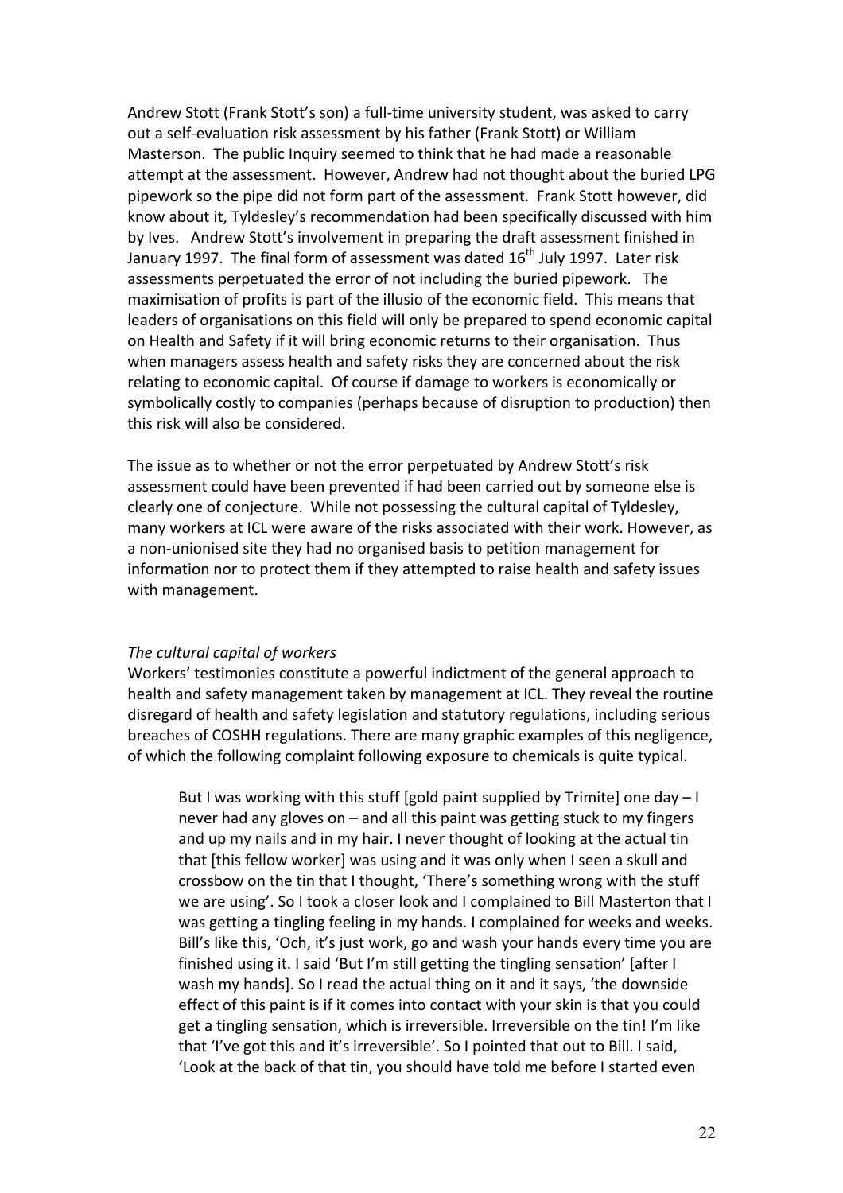Andrew Stott (Frank Stott's son) a full-time university student, was asked to carry out a self-evaluation risk assessment by his father (Frank Stott) or William Masterson. The public Inquiry seemed to think that he had made a reasonable attempt at the assessment. However, Andrew had not thought about the buried LPG pipework so the pipe did not form part of the assessment. Frank Stott however, did know about it, Tyldesley's recommendation had been specifically discussed with him by Ives. Andrew Stott's involvement in preparing the draft assessment finished in January 1997. The final form of assessment was dated 16th July 1997. Later risk assessments perpetuated the error of not including the buried pipework. The maximisation of profits is part of the illusio of the economic field. This means that leaders of organisations on this field will only be prepared to spend economic capital on Health and Safety if it will bring economic returns to their organisation. Thus when managers assess health and safety risks they are concerned about the risk relating to economic capital. Of course if damage to workers is economically or symbolically costly to companies (perhaps because of disruption to production) then this risk will also be considered.

The issue as to whether or not the error perpetuated by Andrew Stott's risk assessment could have been prevented if had been carried out by someone else is clearly one of conjecture. While not possessing the cultural capital of Tyldesley, many workers at ICL were aware of the risks associated with their work. However, as a non-unionised site they had no organised basis to petition management for information nor to protect them if they attempted to raise health and safety issues with management.

*The cultural capital of workers*

Workers' testimonies constitute a powerful indictment of the general approach to health and safety management taken by management at ICL. They reveal the routine disregard of health and safety legislation and statutory regulations, including serious breaches of COSHH regulations. There are many graphic examples of this negligence, of which the following complaint following exposure to chemicals is quite typical.

> But I was working with this stuff [gold paint supplied by Trimite] one day – I never had any gloves on – and all this paint was getting stuck to my fingers and up my nails and in my hair. I never thought of looking at the actual tin that [this fellow worker] was using and it was only when I seen a skull and crossbow on the tin that I thought, 'There's something wrong with the stuff we are using'. So I took a closer look and I complained to Bill Masterton that I was getting a tingling feeling in my hands. I complained for weeks and weeks. Bill's like this, 'Och, it's just work, go and wash your hands every time you are finished using it. I said 'But I'm still getting the tingling sensation' [after I wash my hands]. So I read the actual thing on it and it says, 'the downside effect of this paint is if it comes into contact with your skin is that you could get a tingling sensation, which is irreversible. Irreversible on the tin! I'm like that 'I've got this and it's irreversible'. So I pointed that out to Bill. I said, 'Look at the back of that tin, you should have told me before I started even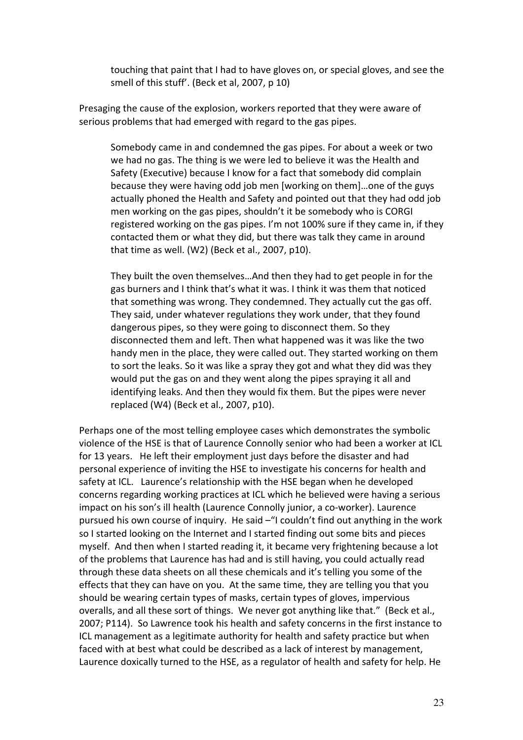> touching that paint that I had to have gloves on, or special gloves, and see the smell of this stuff'. (Beck et al, 2007, p 10)

Presaging the cause of the explosion, workers reported that they were aware of serious problems that had emerged with regard to the gas pipes.

> Somebody came in and condemned the gas pipes. For about a week or two we had no gas. The thing is we were led to believe it was the Health and Safety (Executive) because I know for a fact that somebody did complain because they were having odd job men [working on them]…one of the guys actually phoned the Health and Safety and pointed out that they had odd job men working on the gas pipes, shouldn't it be somebody who is CORGI registered working on the gas pipes. I'm not 100% sure if they came in, if they contacted them or what they did, but there was talk they came in around that time as well. (W2) (Beck et al., 2007, p10).

> They built the oven themselves…And then they had to get people in for the gas burners and I think that's what it was. I think it was them that noticed that something was wrong. They condemned. They actually cut the gas off. They said, under whatever regulations they work under, that they found dangerous pipes, so they were going to disconnect them. So they disconnected them and left. Then what happened was it was like the two handy men in the place, they were called out. They started working on them to sort the leaks. So it was like a spray they got and what they did was they would put the gas on and they went along the pipes spraying it all and identifying leaks. And then they would fix them. But the pipes were never replaced (W4) (Beck et al., 2007, p10).

Perhaps one of the most telling employee cases which demonstrates the symbolic violence of the HSE is that of Laurence Connolly senior who had been a worker at ICL for 13 years. He left their employment just days before the disaster and had personal experience of inviting the HSE to investigate his concerns for health and safety at ICL. Laurence's relationship with the HSE began when he developed concerns regarding working practices at ICL which he believed were having a serious impact on his son's ill health (Laurence Connolly junior, a co-worker). Laurence pursued his own course of inquiry. He said –"I couldn't find out anything in the work so I started looking on the Internet and I started finding out some bits and pieces myself. And then when I started reading it, it became very frightening because a lot of the problems that Laurence has had and is still having, you could actually read through these data sheets on all these chemicals and it's telling you some of the effects that they can have on you. At the same time, they are telling you that you should be wearing certain types of masks, certain types of gloves, impervious overalls, and all these sort of things. We never got anything like that." (Beck et al., 2007; P114). So Lawrence took his health and safety concerns in the first instance to ICL management as a legitimate authority for health and safety practice but when faced with at best what could be described as a lack of interest by management, Laurence doxically turned to the HSE, as a regulator of health and safety for help. He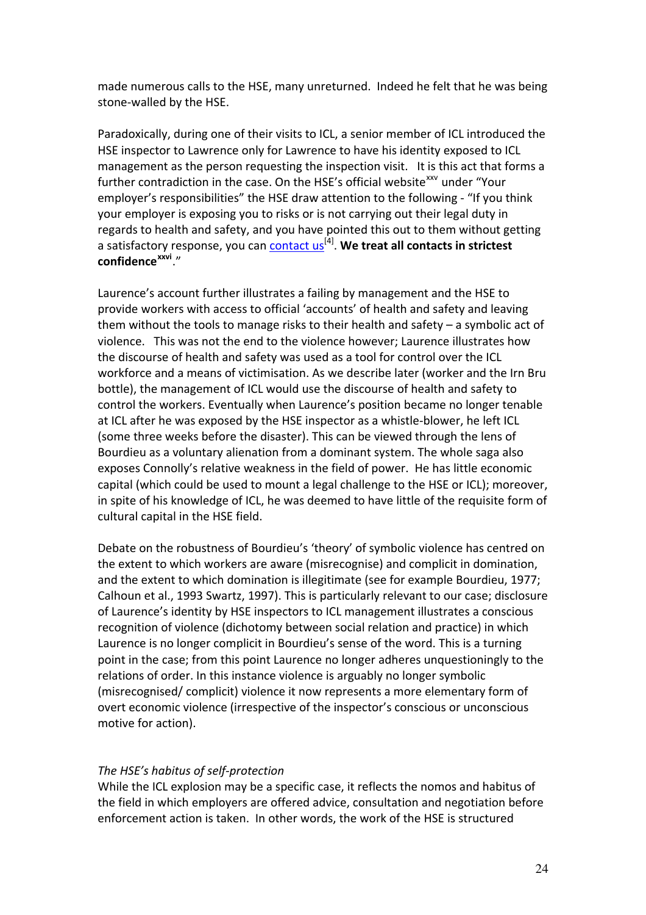made numerous calls to the HSE, many unreturned.  Indeed he felt that he was being stone-walled by the HSE.

Paradoxically, during one of their visits to ICL, a senior member of ICL introduced the HSE inspector to Lawrence only for Lawrence to have his identity exposed to ICL management as the person requesting the inspection visit.   It is this act that forms a further contradiction in the case. On the HSE's official website[xxv] under "Your employer's responsibilities" the HSE draw attention to the following - "If you think your employer is exposing you to risks or is not carrying out their legal duty in regards to health and safety, and you have pointed this out to them without getting a satisfactory response, you can contact us[4]. **We treat all contacts in strictest confidence[xxvi]**."

Laurence's account further illustrates a failing by management and the HSE to provide workers with access to official 'accounts' of health and safety and leaving them without the tools to manage risks to their health and safety – a symbolic act of violence.   This was not the end to the violence however; Laurence illustrates how the discourse of health and safety was used as a tool for control over the ICL workforce and a means of victimisation. As we describe later (worker and the Irn Bru bottle), the management of ICL would use the discourse of health and safety to control the workers. Eventually when Laurence's position became no longer tenable at ICL after he was exposed by the HSE inspector as a whistle-blower, he left ICL (some three weeks before the disaster). This can be viewed through the lens of Bourdieu as a voluntary alienation from a dominant system. The whole saga also exposes Connolly's relative weakness in the field of power.  He has little economic capital (which could be used to mount a legal challenge to the HSE or ICL); moreover, in spite of his knowledge of ICL, he was deemed to have little of the requisite form of cultural capital in the HSE field.

Debate on the robustness of Bourdieu's 'theory' of symbolic violence has centred on the extent to which workers are aware (misrecognise) and complicit in domination, and the extent to which domination is illegitimate (see for example Bourdieu, 1977; Calhoun et al., 1993 Swartz, 1997). This is particularly relevant to our case; disclosure of Laurence's identity by HSE inspectors to ICL management illustrates a conscious recognition of violence (dichotomy between social relation and practice) in which Laurence is no longer complicit in Bourdieu's sense of the word. This is a turning point in the case; from this point Laurence no longer adheres unquestioningly to the relations of order. In this instance violence is arguably no longer symbolic (misrecognised/ complicit) violence it now represents a more elementary form of overt economic violence (irrespective of the inspector's conscious or unconscious motive for action).

*The HSE's habitus of self-protection*

While the ICL explosion may be a specific case, it reflects the nomos and habitus of the field in which employers are offered advice, consultation and negotiation before enforcement action is taken.  In other words, the work of the HSE is structured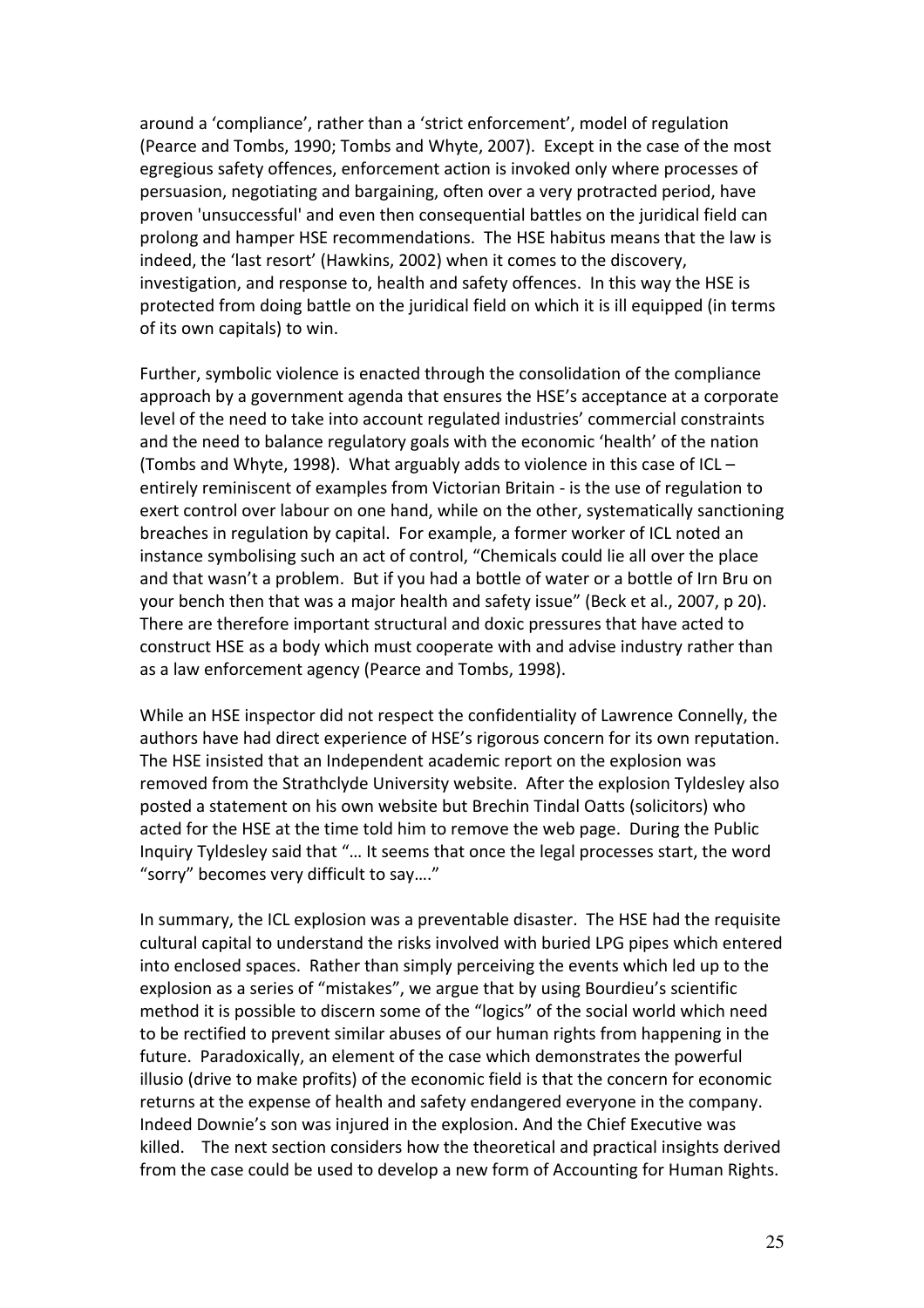around a 'compliance', rather than a 'strict enforcement', model of regulation (Pearce and Tombs, 1990; Tombs and Whyte, 2007). Except in the case of the most egregious safety offences, enforcement action is invoked only where processes of persuasion, negotiating and bargaining, often over a very protracted period, have proven 'unsuccessful' and even then consequential battles on the juridical field can prolong and hamper HSE recommendations. The HSE habitus means that the law is indeed, the 'last resort' (Hawkins, 2002) when it comes to the discovery, investigation, and response to, health and safety offences. In this way the HSE is protected from doing battle on the juridical field on which it is ill equipped (in terms of its own capitals) to win.

Further, symbolic violence is enacted through the consolidation of the compliance approach by a government agenda that ensures the HSE's acceptance at a corporate level of the need to take into account regulated industries' commercial constraints and the need to balance regulatory goals with the economic 'health' of the nation (Tombs and Whyte, 1998). What arguably adds to violence in this case of ICL – entirely reminiscent of examples from Victorian Britain - is the use of regulation to exert control over labour on one hand, while on the other, systematically sanctioning breaches in regulation by capital. For example, a former worker of ICL noted an instance symbolising such an act of control, "Chemicals could lie all over the place and that wasn't a problem. But if you had a bottle of water or a bottle of Irn Bru on your bench then that was a major health and safety issue" (Beck et al., 2007, p 20). There are therefore important structural and doxic pressures that have acted to construct HSE as a body which must cooperate with and advise industry rather than as a law enforcement agency (Pearce and Tombs, 1998).

While an HSE inspector did not respect the confidentiality of Lawrence Connelly, the authors have had direct experience of HSE's rigorous concern for its own reputation. The HSE insisted that an Independent academic report on the explosion was removed from the Strathclyde University website. After the explosion Tyldesley also posted a statement on his own website but Brechin Tindal Oatts (solicitors) who acted for the HSE at the time told him to remove the web page. During the Public Inquiry Tyldesley said that "… It seems that once the legal processes start, the word "sorry" becomes very difficult to say…."

In summary, the ICL explosion was a preventable disaster. The HSE had the requisite cultural capital to understand the risks involved with buried LPG pipes which entered into enclosed spaces. Rather than simply perceiving the events which led up to the explosion as a series of "mistakes", we argue that by using Bourdieu's scientific method it is possible to discern some of the "logics" of the social world which need to be rectified to prevent similar abuses of our human rights from happening in the future. Paradoxically, an element of the case which demonstrates the powerful illusio (drive to make profits) of the economic field is that the concern for economic returns at the expense of health and safety endangered everyone in the company. Indeed Downie's son was injured in the explosion. And the Chief Executive was killed. The next section considers how the theoretical and practical insights derived from the case could be used to develop a new form of Accounting for Human Rights.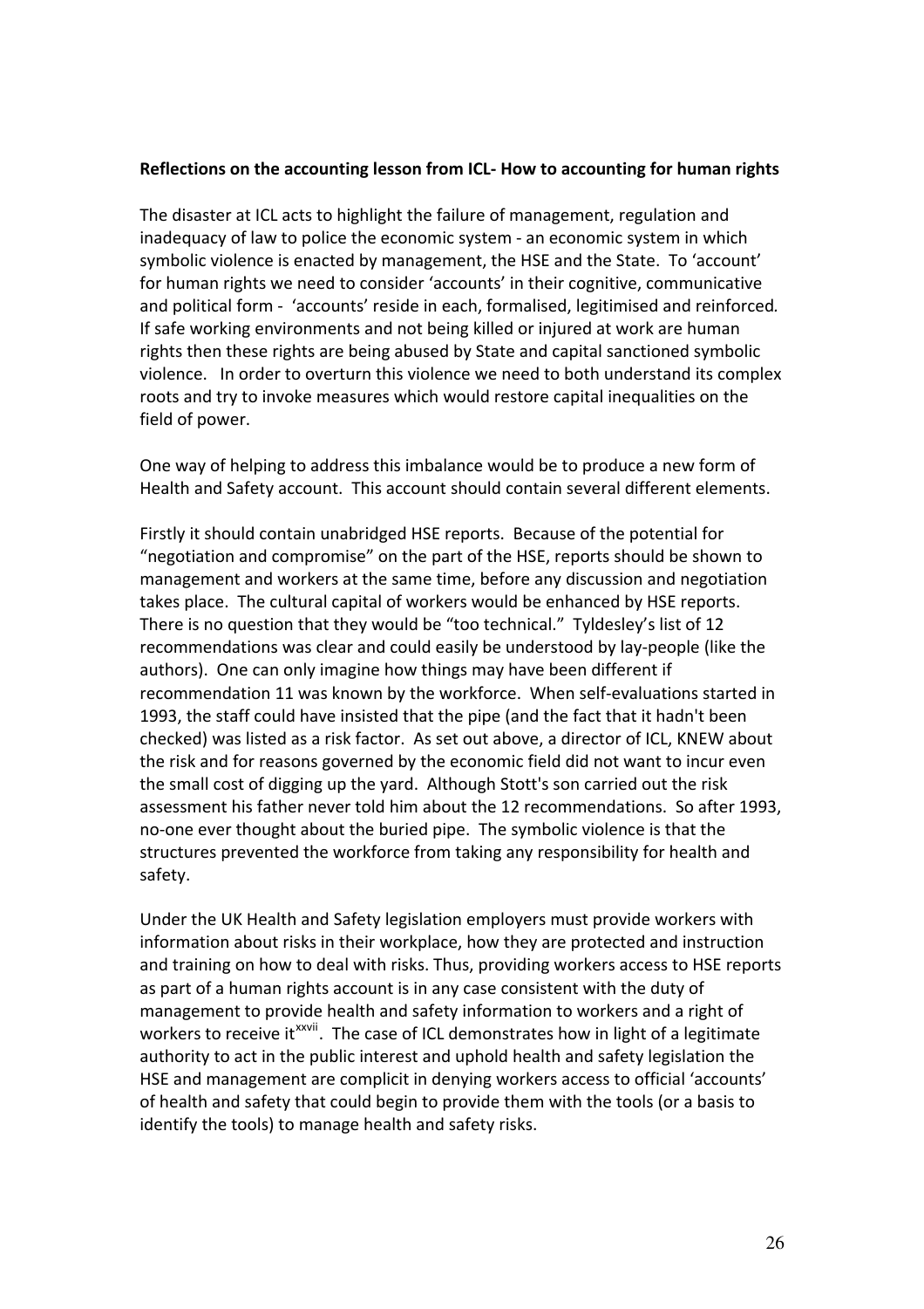**Reflections on the accounting lesson from ICL- How to accounting for human rights**

The disaster at ICL acts to highlight the failure of management, regulation and inadequacy of law to police the economic system - an economic system in which symbolic violence is enacted by management, the HSE and the State. To 'account' for human rights we need to consider 'accounts' in their cognitive, communicative and political form - 'accounts' reside in each, formalised, legitimised and reinforced. If safe working environments and not being killed or injured at work are human rights then these rights are being abused by State and capital sanctioned symbolic violence. In order to overturn this violence we need to both understand its complex roots and try to invoke measures which would restore capital inequalities on the field of power.

One way of helping to address this imbalance would be to produce a new form of Health and Safety account. This account should contain several different elements.

Firstly it should contain unabridged HSE reports. Because of the potential for "negotiation and compromise" on the part of the HSE, reports should be shown to management and workers at the same time, before any discussion and negotiation takes place. The cultural capital of workers would be enhanced by HSE reports. There is no question that they would be "too technical." Tyldesley's list of 12 recommendations was clear and could easily be understood by lay-people (like the authors). One can only imagine how things may have been different if recommendation 11 was known by the workforce. When self-evaluations started in 1993, the staff could have insisted that the pipe (and the fact that it hadn't been checked) was listed as a risk factor. As set out above, a director of ICL, KNEW about the risk and for reasons governed by the economic field did not want to incur even the small cost of digging up the yard. Although Stott's son carried out the risk assessment his father never told him about the 12 recommendations. So after 1993, no-one ever thought about the buried pipe. The symbolic violence is that the structures prevented the workforce from taking any responsibility for health and safety.

Under the UK Health and Safety legislation employers must provide workers with information about risks in their workplace, how they are protected and instruction and training on how to deal with risks. Thus, providing workers access to HSE reports as part of a human rights account is in any case consistent with the duty of management to provide health and safety information to workers and a right of workers to receive it[xxvii]. The case of ICL demonstrates how in light of a legitimate authority to act in the public interest and uphold health and safety legislation the HSE and management are complicit in denying workers access to official 'accounts' of health and safety that could begin to provide them with the tools (or a basis to identify the tools) to manage health and safety risks.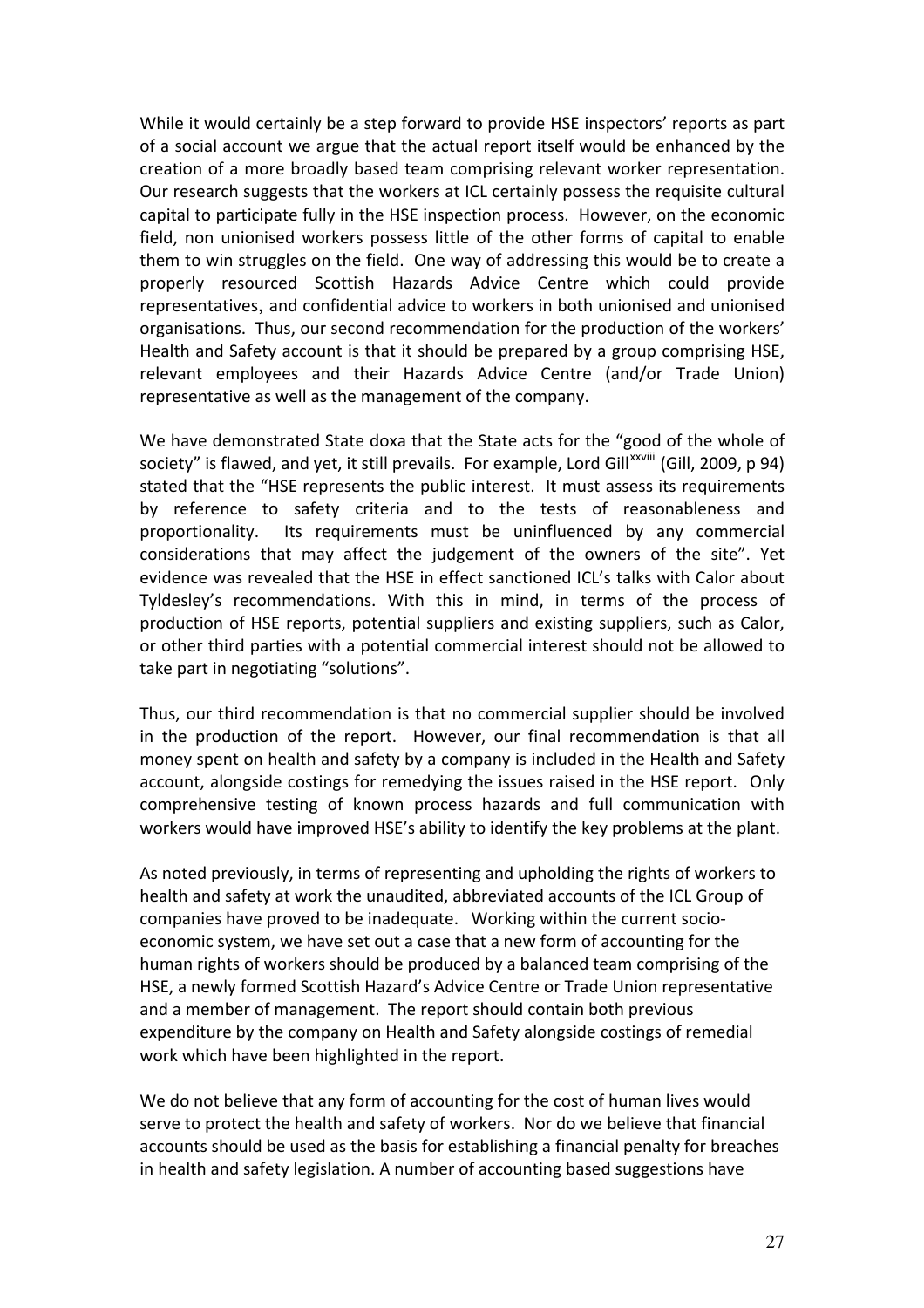While it would certainly be a step forward to provide HSE inspectors' reports as part of a social account we argue that the actual report itself would be enhanced by the creation of a more broadly based team comprising relevant worker representation. Our research suggests that the workers at ICL certainly possess the requisite cultural capital to participate fully in the HSE inspection process. However, on the economic field, non unionised workers possess little of the other forms of capital to enable them to win struggles on the field. One way of addressing this would be to create a properly resourced Scottish Hazards Advice Centre which could provide representatives, and confidential advice to workers in both unionised and unionised organisations. Thus, our second recommendation for the production of the workers' Health and Safety account is that it should be prepared by a group comprising HSE, relevant employees and their Hazards Advice Centre (and/or Trade Union) representative as well as the management of the company.

We have demonstrated State doxa that the State acts for the "good of the whole of society" is flawed, and yet, it still prevails. For example, Lord Gill[xxviii] (Gill, 2009, p 94) stated that the "HSE represents the public interest. It must assess its requirements by reference to safety criteria and to the tests of reasonableness and proportionality. Its requirements must be uninfluenced by any commercial considerations that may affect the judgement of the owners of the site". Yet evidence was revealed that the HSE in effect sanctioned ICL's talks with Calor about Tyldesley's recommendations. With this in mind, in terms of the process of production of HSE reports, potential suppliers and existing suppliers, such as Calor, or other third parties with a potential commercial interest should not be allowed to take part in negotiating "solutions".

Thus, our third recommendation is that no commercial supplier should be involved in the production of the report. However, our final recommendation is that all money spent on health and safety by a company is included in the Health and Safety account, alongside costings for remedying the issues raised in the HSE report. Only comprehensive testing of known process hazards and full communication with workers would have improved HSE's ability to identify the key problems at the plant.

As noted previously, in terms of representing and upholding the rights of workers to health and safety at work the unaudited, abbreviated accounts of the ICL Group of companies have proved to be inadequate. Working within the current socio-economic system, we have set out a case that a new form of accounting for the human rights of workers should be produced by a balanced team comprising of the HSE, a newly formed Scottish Hazard's Advice Centre or Trade Union representative and a member of management. The report should contain both previous expenditure by the company on Health and Safety alongside costings of remedial work which have been highlighted in the report.

We do not believe that any form of accounting for the cost of human lives would serve to protect the health and safety of workers. Nor do we believe that financial accounts should be used as the basis for establishing a financial penalty for breaches in health and safety legislation. A number of accounting based suggestions have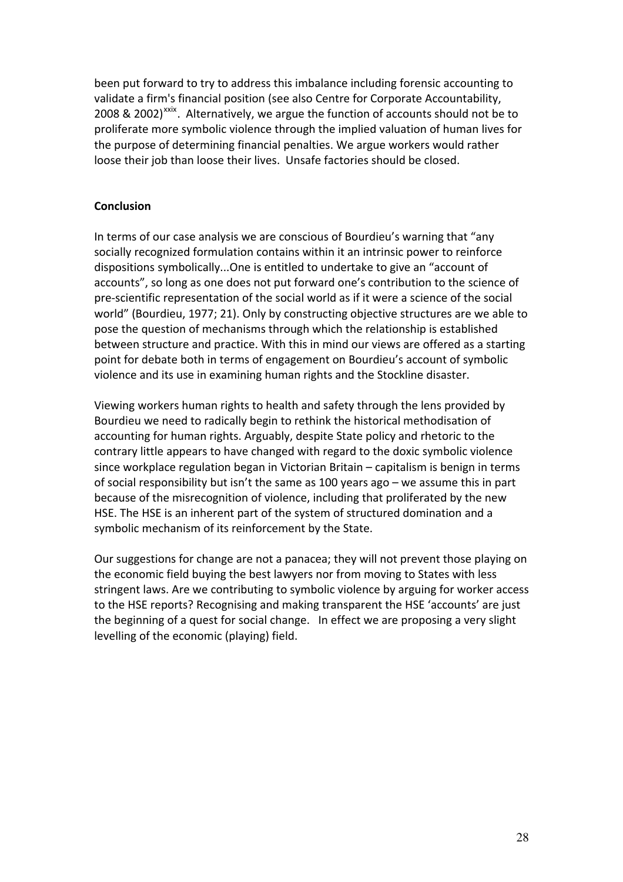been put forward to try to address this imbalance including forensic accounting to validate a firm's financial position (see also Centre for Corporate Accountability, 2008 & 2002)[xxix]. Alternatively, we argue the function of accounts should not be to proliferate more symbolic violence through the implied valuation of human lives for the purpose of determining financial penalties. We argue workers would rather loose their job than loose their lives. Unsafe factories should be closed.

**Conclusion**

In terms of our case analysis we are conscious of Bourdieu's warning that "any socially recognized formulation contains within it an intrinsic power to reinforce dispositions symbolically...One is entitled to undertake to give an "account of accounts", so long as one does not put forward one's contribution to the science of pre-scientific representation of the social world as if it were a science of the social world" (Bourdieu, 1977; 21). Only by constructing objective structures are we able to pose the question of mechanisms through which the relationship is established between structure and practice. With this in mind our views are offered as a starting point for debate both in terms of engagement on Bourdieu's account of symbolic violence and its use in examining human rights and the Stockline disaster.

Viewing workers human rights to health and safety through the lens provided by Bourdieu we need to radically begin to rethink the historical methodisation of accounting for human rights. Arguably, despite State policy and rhetoric to the contrary little appears to have changed with regard to the doxic symbolic violence since workplace regulation began in Victorian Britain – capitalism is benign in terms of social responsibility but isn't the same as 100 years ago – we assume this in part because of the misrecognition of violence, including that proliferated by the new HSE. The HSE is an inherent part of the system of structured domination and a symbolic mechanism of its reinforcement by the State.

Our suggestions for change are not a panacea; they will not prevent those playing on the economic field buying the best lawyers nor from moving to States with less stringent laws. Are we contributing to symbolic violence by arguing for worker access to the HSE reports? Recognising and making transparent the HSE 'accounts' are just the beginning of a quest for social change. In effect we are proposing a very slight levelling of the economic (playing) field.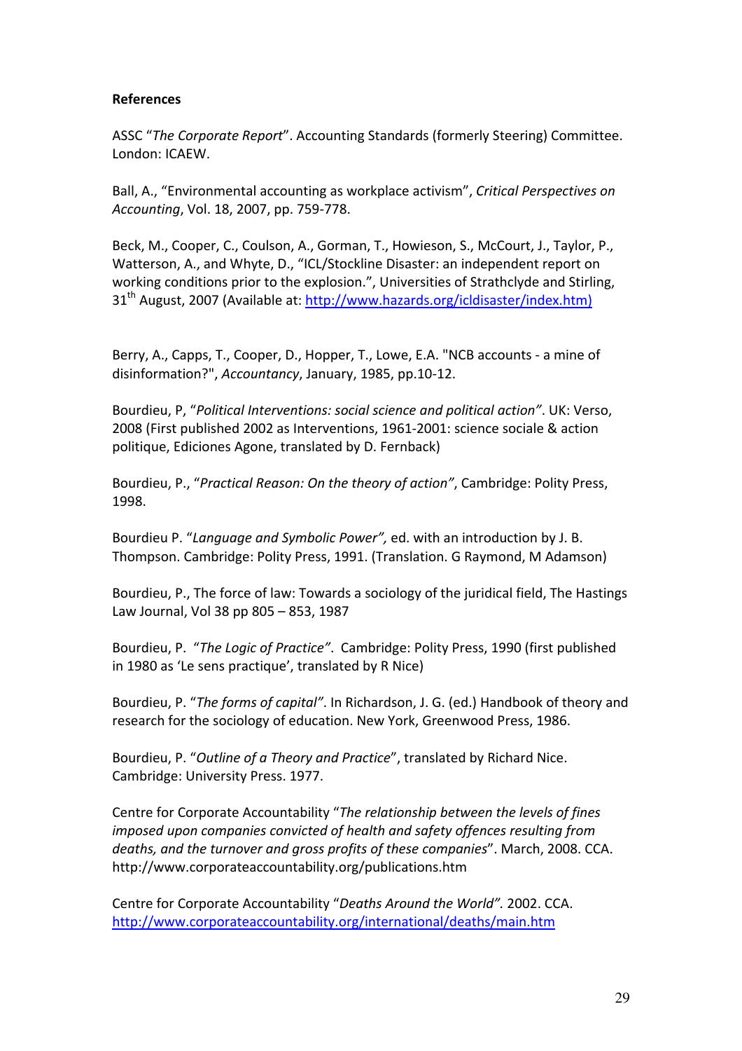**References**

ASSC "*The Corporate Report*". Accounting Standards (formerly Steering) Committee. London: ICAEW.

Ball, A., "Environmental accounting as workplace activism", *Critical Perspectives on Accounting*, Vol. 18, 2007, pp. 759-778.

Beck, M., Cooper, C., Coulson, A., Gorman, T., Howieson, S., McCourt, J., Taylor, P., Watterson, A., and Whyte, D., "ICL/Stockline Disaster: an independent report on working conditions prior to the explosion.", Universities of Strathclyde and Stirling, 31th August, 2007 (Available at: http://www.hazards.org/icldisaster/index.htm)

Berry, A., Capps, T., Cooper, D., Hopper, T., Lowe, E.A. "NCB accounts - a mine of disinformation?", *Accountancy*, January, 1985, pp.10-12.

Bourdieu, P, "*Political Interventions: social science and political action*". UK: Verso, 2008 (First published 2002 as Interventions, 1961-2001: science sociale & action politique, Ediciones Agone, translated by D. Fernback)

Bourdieu, P., "*Practical Reason: On the theory of action*", Cambridge: Polity Press, 1998.

Bourdieu P. "*Language and Symbolic Power*", ed. with an introduction by J. B. Thompson. Cambridge: Polity Press, 1991. (Translation. G Raymond, M Adamson)

Bourdieu, P., The force of law: Towards a sociology of the juridical field, The Hastings Law Journal, Vol 38 pp 805 – 853, 1987

Bourdieu, P. "*The Logic of Practice*". Cambridge: Polity Press, 1990 (first published in 1980 as 'Le sens practique', translated by R Nice)

Bourdieu, P. "*The forms of capital*". In Richardson, J. G. (ed.) Handbook of theory and research for the sociology of education. New York, Greenwood Press, 1986.

Bourdieu, P. "*Outline of a Theory and Practice*", translated by Richard Nice. Cambridge: University Press. 1977.

Centre for Corporate Accountability "*The relationship between the levels of fines imposed upon companies convicted of health and safety offences resulting from deaths, and the turnover and gross profits of these companies*". March, 2008. CCA. http://www.corporateaccountability.org/publications.htm

Centre for Corporate Accountability "*Deaths Around the World*". 2002. CCA. http://www.corporateaccountability.org/international/deaths/main.htm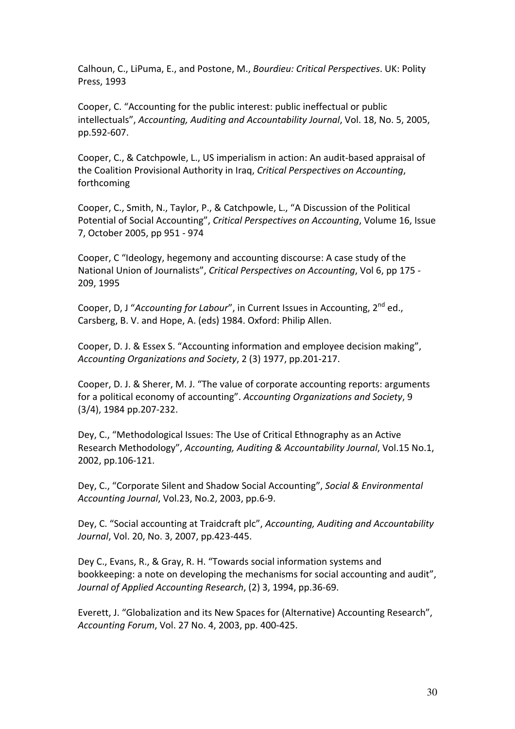Calhoun, C., LiPuma, E., and Postone, M., *Bourdieu: Critical Perspectives*. UK: Polity Press, 1993

Cooper, C. "Accounting for the public interest: public ineffectual or public intellectuals", *Accounting, Auditing and Accountability Journal*, Vol. 18, No. 5, 2005, pp.592-607.

Cooper, C., & Catchpowle, L., US imperialism in action: An audit-based appraisal of the Coalition Provisional Authority in Iraq, *Critical Perspectives on Accounting*, forthcoming

Cooper, C., Smith, N., Taylor, P., & Catchpowle, L., "A Discussion of the Political Potential of Social Accounting", *Critical Perspectives on Accounting*, Volume 16, Issue 7, October 2005, pp 951 - 974

Cooper, C "Ideology, hegemony and accounting discourse: A case study of the National Union of Journalists", *Critical Perspectives on Accounting*, Vol 6, pp 175 - 209, 1995

Cooper, D, J "*Accounting for Labour*", in Current Issues in Accounting, 2nd ed., Carsberg, B. V. and Hope, A. (eds) 1984. Oxford: Philip Allen.

Cooper, D. J. & Essex S. "Accounting information and employee decision making", *Accounting Organizations and Society*, 2 (3) 1977, pp.201-217.

Cooper, D. J. & Sherer, M. J. "The value of corporate accounting reports: arguments for a political economy of accounting". *Accounting Organizations and Society*, 9 (3/4), 1984 pp.207-232.

Dey, C., "Methodological Issues: The Use of Critical Ethnography as an Active Research Methodology", *Accounting, Auditing & Accountability Journal*, Vol.15 No.1, 2002, pp.106-121.

Dey, C., "Corporate Silent and Shadow Social Accounting", *Social & Environmental Accounting Journal*, Vol.23, No.2, 2003, pp.6-9.

Dey, C. "Social accounting at Traidcraft plc", *Accounting, Auditing and Accountability Journal*, Vol. 20, No. 3, 2007, pp.423-445.

Dey C., Evans, R., & Gray, R. H. "Towards social information systems and bookkeeping: a note on developing the mechanisms for social accounting and audit", *Journal of Applied Accounting Research*, (2) 3, 1994, pp.36-69.

Everett, J. "Globalization and its New Spaces for (Alternative) Accounting Research", *Accounting Forum*, Vol. 27 No. 4, 2003, pp. 400-425.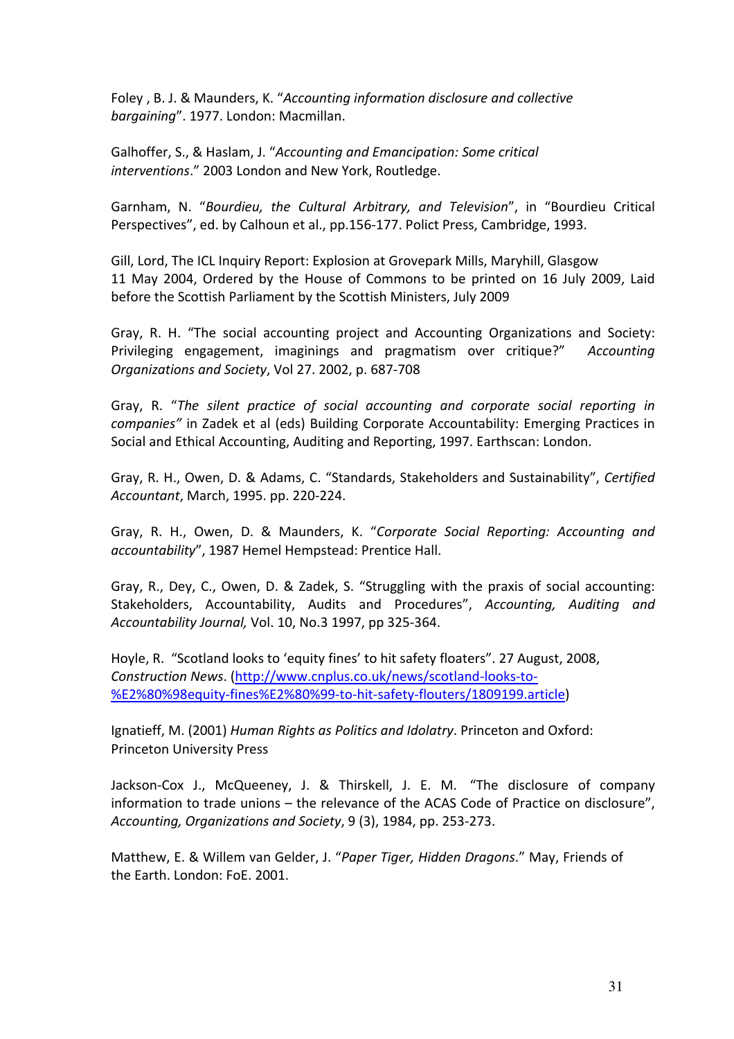Foley , B. J. & Maunders, K. "*Accounting information disclosure and collective bargaining*". 1977. London: Macmillan.

Galhoffer, S., & Haslam, J. "*Accounting and Emancipation: Some critical interventions*." 2003 London and New York, Routledge.

Garnham, N. "*Bourdieu, the Cultural Arbitrary, and Television*", in "Bourdieu Critical Perspectives", ed. by Calhoun et al., pp.156-177. Polict Press, Cambridge, 1993.

Gill, Lord, The ICL Inquiry Report: Explosion at Grovepark Mills, Maryhill, Glasgow 11 May 2004, Ordered by the House of Commons to be printed on 16 July 2009, Laid before the Scottish Parliament by the Scottish Ministers, July 2009

Gray, R. H. "The social accounting project and Accounting Organizations and Society: Privileging engagement, imaginings and pragmatism over critique?" *Accounting Organizations and Society*, Vol 27. 2002, p. 687-708

Gray, R. "*The silent practice of social accounting and corporate social reporting in companies"* in Zadek et al (eds) Building Corporate Accountability: Emerging Practices in Social and Ethical Accounting, Auditing and Reporting, 1997. Earthscan: London.

Gray, R. H., Owen, D. & Adams, C. "Standards, Stakeholders and Sustainability", *Certified Accountant*, March, 1995. pp. 220-224.

Gray, R. H., Owen, D. & Maunders, K. "*Corporate Social Reporting: Accounting and accountability*", 1987 Hemel Hempstead: Prentice Hall.

Gray, R., Dey, C., Owen, D. & Zadek, S. "Struggling with the praxis of social accounting: Stakeholders, Accountability, Audits and Procedures", *Accounting, Auditing and Accountability Journal,* Vol. 10, No.3 1997, pp 325-364.

Hoyle, R. "Scotland looks to 'equity fines' to hit safety floaters". 27 August, 2008, *Construction News*. (http://www.cnplus.co.uk/news/scotland-looks-to-%E2%80%98equity-fines%E2%80%99-to-hit-safety-flouters/1809199.article)

Ignatieff, M. (2001) *Human Rights as Politics and Idolatry*. Princeton and Oxford: Princeton University Press

Jackson-Cox J., McQueeney, J. & Thirskell, J. E. M. "The disclosure of company information to trade unions – the relevance of the ACAS Code of Practice on disclosure", *Accounting, Organizations and Society*, 9 (3), 1984, pp. 253-273.

Matthew, E. & Willem van Gelder, J. "*Paper Tiger, Hidden Dragons*." May, Friends of the Earth. London: FoE. 2001.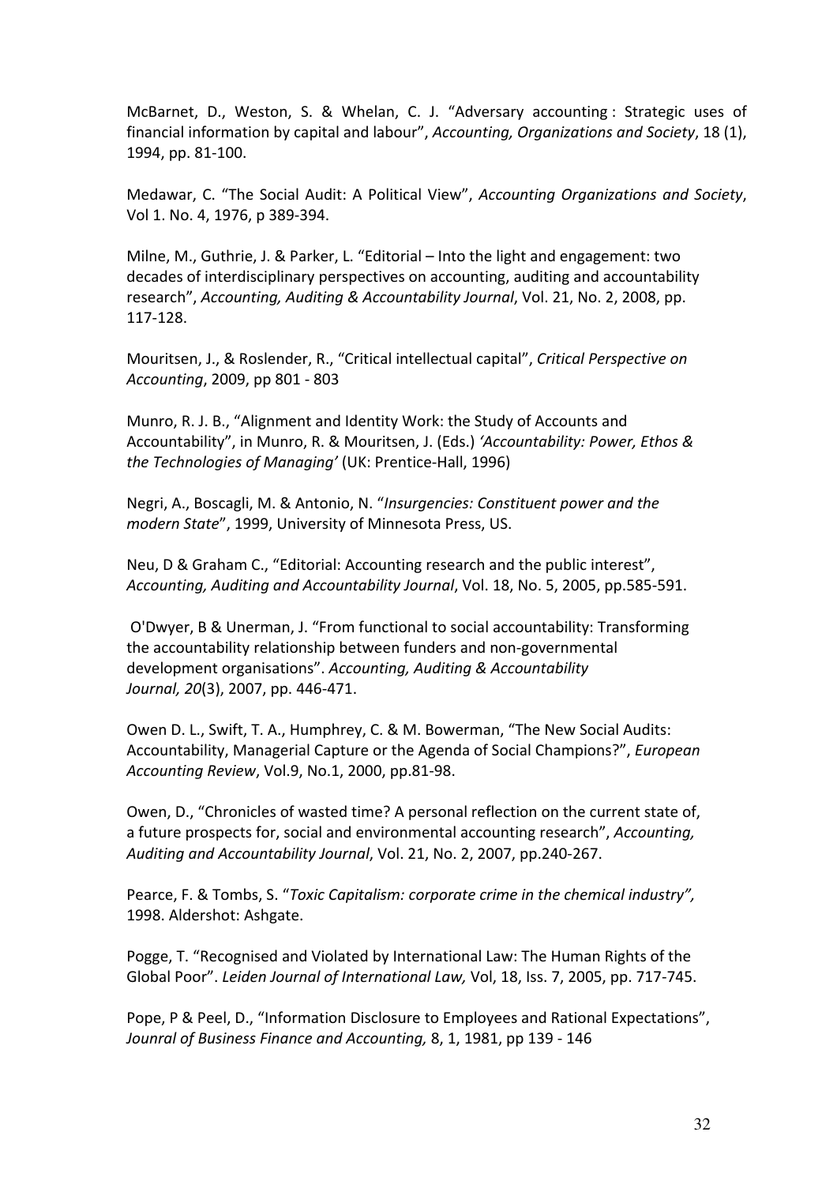McBarnet, D., Weston, S. & Whelan, C. J. “Adversary accounting : Strategic uses of financial information by capital and labour”, *Accounting, Organizations and Society*, 18 (1), 1994, pp. 81-100.

Medawar, C. “The Social Audit: A Political View”, *Accounting Organizations and Society*, Vol 1. No. 4, 1976, p 389-394.

Milne, M., Guthrie, J. & Parker, L. “Editorial – Into the light and engagement: two decades of interdisciplinary perspectives on accounting, auditing and accountability research”, *Accounting, Auditing & Accountability Journal*, Vol. 21, No. 2, 2008, pp. 117-128.

Mouritsen, J., & Roslender, R., “Critical intellectual capital”, *Critical Perspective on Accounting*, 2009, pp 801 - 803

Munro, R. J. B., “Alignment and Identity Work: the Study of Accounts and Accountability”, in Munro, R. & Mouritsen, J. (Eds.) *‘Accountability: Power, Ethos & the Technologies of Managing’* (UK: Prentice-Hall, 1996)

Negri, A., Boscagli, M. & Antonio, N. “*Insurgencies: Constituent power and the modern State*”, 1999, University of Minnesota Press, US.

Neu, D & Graham C., “Editorial: Accounting research and the public interest”, *Accounting, Auditing and Accountability Journal*, Vol. 18, No. 5, 2005, pp.585-591.

O'Dwyer, B & Unerman, J. “From functional to social accountability: Transforming the accountability relationship between funders and non-governmental development organisations”. *Accounting, Auditing & Accountability Journal, 20*(3), 2007, pp. 446-471.

Owen D. L., Swift, T. A., Humphrey, C. & M. Bowerman, “The New Social Audits: Accountability, Managerial Capture or the Agenda of Social Champions?”, *European Accounting Review*, Vol.9, No.1, 2000, pp.81-98.

Owen, D., “Chronicles of wasted time? A personal reflection on the current state of, a future prospects for, social and environmental accounting research”, *Accounting, Auditing and Accountability Journal*, Vol. 21, No. 2, 2007, pp.240-267.

Pearce, F. & Tombs, S. “*Toxic Capitalism: corporate crime in the chemical industry”,* 1998. Aldershot: Ashgate.

Pogge, T. “Recognised and Violated by International Law: The Human Rights of the Global Poor”. *Leiden Journal of International Law,* Vol, 18, Iss. 7, 2005, pp. 717-745.

Pope, P & Peel, D., “Information Disclosure to Employees and Rational Expectations”, *Jounral of Business Finance and Accounting,* 8, 1, 1981, pp 139 - 146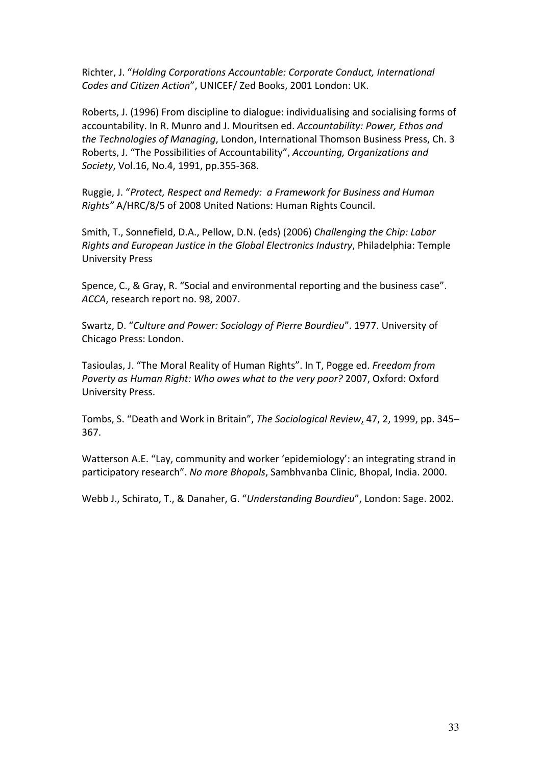Richter, J. "*Holding Corporations Accountable: Corporate Conduct, International Codes and Citizen Action*", UNICEF/ Zed Books, 2001 London: UK.

Roberts, J. (1996) From discipline to dialogue: individualising and socialising forms of accountability. In R. Munro and J. Mouritsen ed. *Accountability: Power, Ethos and the Technologies of Managing*, London, International Thomson Business Press, Ch. 3
Roberts, J. "The Possibilities of Accountability", *Accounting, Organizations and Society*, Vol.16, No.4, 1991, pp.355-368.

Ruggie, J. "*Protect, Respect and Remedy: a Framework for Business and Human Rights"* A/HRC/8/5 of 2008 United Nations: Human Rights Council.

Smith, T., Sonnefield, D.A., Pellow, D.N. (eds) (2006) *Challenging the Chip: Labor Rights and European Justice in the Global Electronics Industry*, Philadelphia: Temple University Press

Spence, C., & Gray, R. "Social and environmental reporting and the business case". *ACCA*, research report no. 98, 2007.

Swartz, D. "*Culture and Power: Sociology of Pierre Bourdieu*". 1977. University of Chicago Press: London.

Tasioulas, J. "The Moral Reality of Human Rights". In T, Pogge ed. *Freedom from Poverty as Human Right: Who owes what to the very poor?* 2007, Oxford: Oxford University Press.

Tombs, S. "Death and Work in Britain", *The Sociological Review*, 47, 2, 1999, pp. 345–367.

Watterson A.E. "Lay, community and worker 'epidemiology': an integrating strand in participatory research". *No more Bhopals*, Sambhvanba Clinic, Bhopal, India. 2000.

Webb J., Schirato, T., & Danaher, G. "*Understanding Bourdieu*", London: Sage. 2002.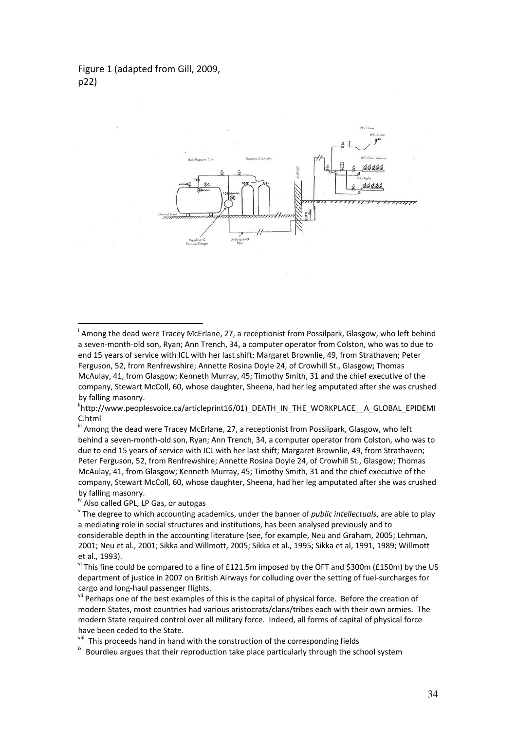Figure 1 (adapted from Gill, 2009, p22)

[i] Among the dead were Tracey McErlane, 27, a receptionist from Possilpark, Glasgow, who left behind a seven-month-old son, Ryan; Ann Trench, 34, a computer operator from Colston, who was to due to end 15 years of service with ICL with her last shift; Margaret Brownlie, 49, from Strathaven; Peter Ferguson, 52, from Renfrewshire; Annette Rosina Doyle 24, of Crowhill St., Glasgow; Thomas McAulay, 41, from Glasgow; Kenneth Murray, 45; Timothy Smith, 31 and the chief executive of the company, Stewart McColl, 60, whose daughter, Sheena, had her leg amputated after she was crushed by falling masonry.

[ii] http://www.peoplesvoice.ca/articleprint16/01)_DEATH_IN_THE_WORKPLACE__A_GLOBAL_EPIDEMIC.html

[iii] Among the dead were Tracey McErlane, 27, a receptionist from Possilpark, Glasgow, who left behind a seven-month-old son, Ryan; Ann Trench, 34, a computer operator from Colston, who was to due to end 15 years of service with ICL with her last shift; Margaret Brownlie, 49, from Strathaven; Peter Ferguson, 52, from Renfrewshire; Annette Rosina Doyle 24, of Crowhill St., Glasgow; Thomas McAulay, 41, from Glasgow; Kenneth Murray, 45; Timothy Smith, 31 and the chief executive of the company, Stewart McColl, 60, whose daughter, Sheena, had her leg amputated after she was crushed by falling masonry.

[iv] Also called GPL, LP Gas, or autogas

[v] The degree to which accounting academics, under the banner of *public intellectuals*, are able to play a mediating role in social structures and institutions, has been analysed previously and to considerable depth in the accounting literature (see, for example, Neu and Graham, 2005; Lehman, 2001; Neu et al., 2001; Sikka and Willmott, 2005; Sikka et al., 1995; Sikka et al, 1991, 1989; Willmott et al., 1993).

[vi] This fine could be compared to a fine of £121.5m imposed by the OFT and \$300m (£150m) by the US department of justice in 2007 on British Airways for colluding over the setting of fuel-surcharges for cargo and long-haul passenger flights.

[vii] Perhaps one of the best examples of this is the capital of physical force. Before the creation of modern States, most countries had various aristocrats/clans/tribes each with their own armies. The modern State required control over all military force. Indeed, all forms of capital of physical force have been ceded to the State.

[viii] This proceeds hand in hand with the construction of the corresponding fields

[ix] Bourdieu argues that their reproduction take place particularly through the school system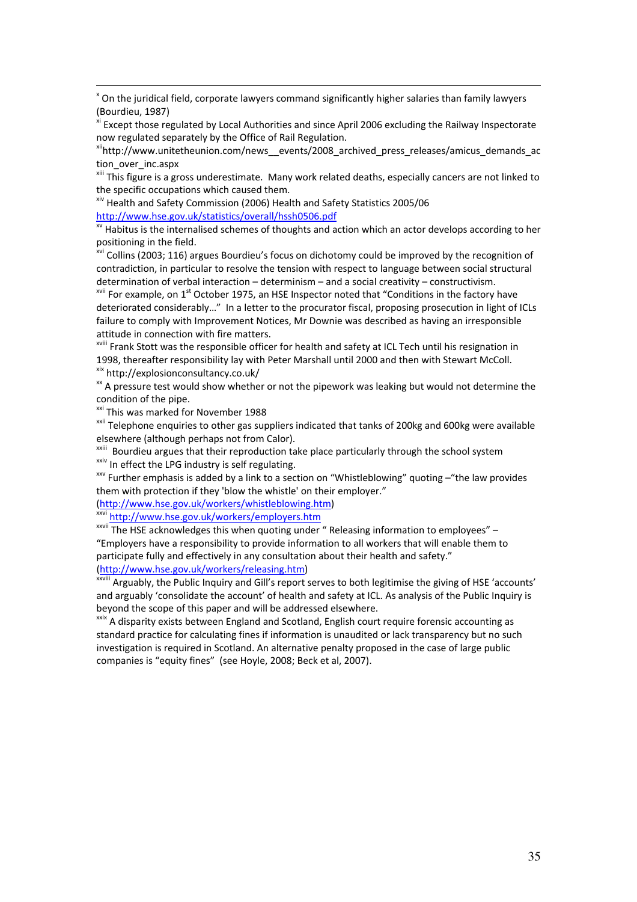[x] On the juridical field, corporate lawyers command significantly higher salaries than family lawyers (Bourdieu, 1987)

[xi] Except those regulated by Local Authorities and since April 2006 excluding the Railway Inspectorate now regulated separately by the Office of Rail Regulation.

[xii] http://www.unitetheunion.com/news__events/2008_archived_press_releases/amicus_demands_action_over_inc.aspx

[xiii] This figure is a gross underestimate. Many work related deaths, especially cancers are not linked to the specific occupations which caused them.

[xiv] Health and Safety Commission (2006) Health and Safety Statistics 2005/06 http://www.hse.gov.uk/statistics/overall/hssh0506.pdf

[xv] Habitus is the internalised schemes of thoughts and action which an actor develops according to her positioning in the field.

[xvi] Collins (2003; 116) argues Bourdieu's focus on dichotomy could be improved by the recognition of contradiction, in particular to resolve the tension with respect to language between social structural determination of verbal interaction – determinism – and a social creativity – constructivism.

[xvii] For example, on 1st October 1975, an HSE Inspector noted that "Conditions in the factory have deteriorated considerably…" In a letter to the procurator fiscal, proposing prosecution in light of ICLs failure to comply with Improvement Notices, Mr Downie was described as having an irresponsible attitude in connection with fire matters.

[xviii] Frank Stott was the responsible officer for health and safety at ICL Tech until his resignation in 1998, thereafter responsibility lay with Peter Marshall until 2000 and then with Stewart McColl.

[xix] http://explosionconsultancy.co.uk/

[xx] A pressure test would show whether or not the pipework was leaking but would not determine the condition of the pipe.

[xxi] This was marked for November 1988

[xxii] Telephone enquiries to other gas suppliers indicated that tanks of 200kg and 600kg were available elsewhere (although perhaps not from Calor).

[xxiii] Bourdieu argues that their reproduction take place particularly through the school system

[xxiv] In effect the LPG industry is self regulating.

[xxv] Further emphasis is added by a link to a section on "Whistleblowing" quoting –"the law provides them with protection if they 'blow the whistle' on their employer." (http://www.hse.gov.uk/workers/whistleblowing.htm)

[xxvi] http://www.hse.gov.uk/workers/employers.htm

[xxvii] The HSE acknowledges this when quoting under " Releasing information to employees" – "Employers have a responsibility to provide information to all workers that will enable them to participate fully and effectively in any consultation about their health and safety." (http://www.hse.gov.uk/workers/releasing.htm)

[xxviii] Arguably, the Public Inquiry and Gill's report serves to both legitimise the giving of HSE 'accounts' and arguably 'consolidate the account' of health and safety at ICL. As analysis of the Public Inquiry is beyond the scope of this paper and will be addressed elsewhere.

[xxix] A disparity exists between England and Scotland, English court require forensic accounting as standard practice for calculating fines if information is unaudited or lack transparency but no such investigation is required in Scotland. An alternative penalty proposed in the case of large public companies is "equity fines" (see Hoyle, 2008; Beck et al, 2007).